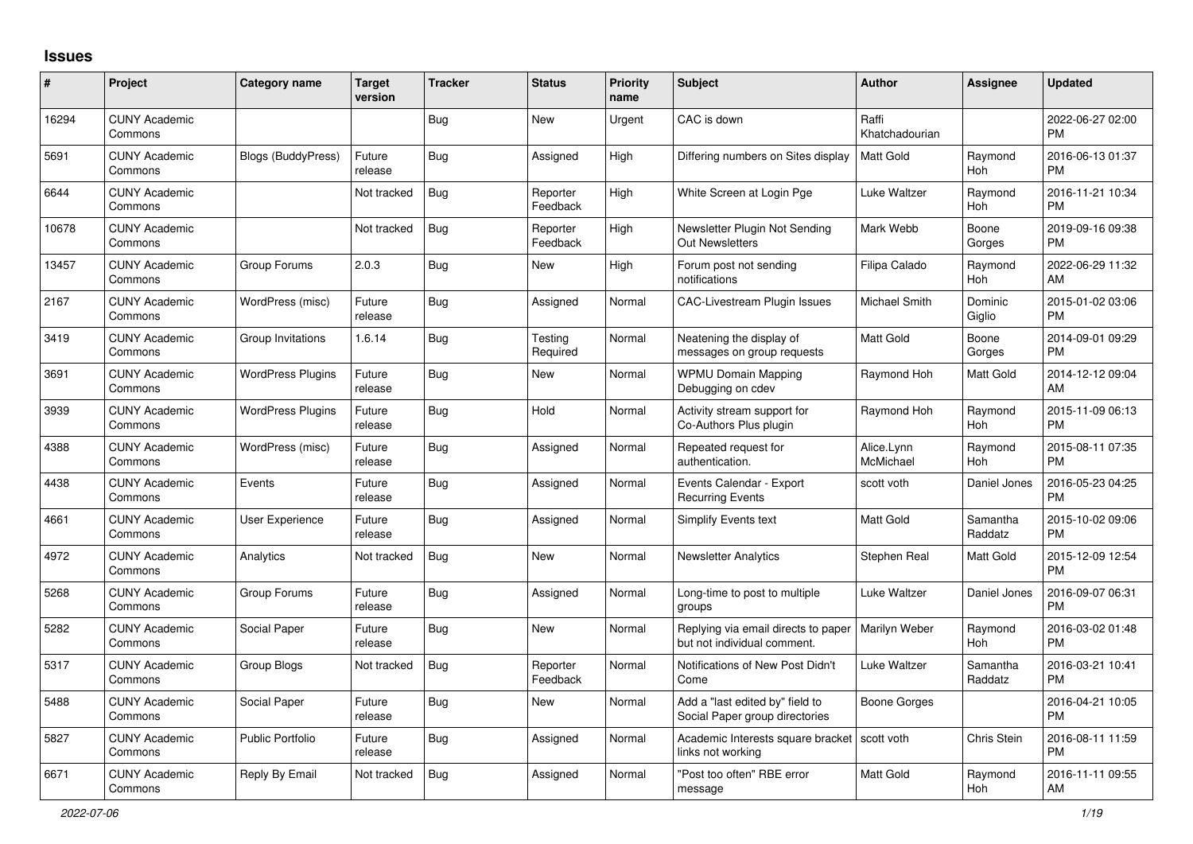## Issues

| # | Project | Category name | Target version | Tracker | Status | Priority name | Subject | Author | Assignee | Updated |
|---|---|---|---|---|---|---|---|---|---|---|
| 16294 | CUNY Academic Commons | | | Bug | New | Urgent | CAC is down | Raffi Khatchadourian | | 2022-06-27 02:00 PM |
| 5691 | CUNY Academic Commons | Blogs (BuddyPress) | Future release | Bug | Assigned | High | Differing numbers on Sites display | Matt Gold | Raymond Hoh | 2016-06-13 01:37 PM |
| 6644 | CUNY Academic Commons | | Not tracked | Bug | Reporter Feedback | High | White Screen at Login Pge | Luke Waltzer | Raymond Hoh | 2016-11-21 10:34 PM |
| 10678 | CUNY Academic Commons | | Not tracked | Bug | Reporter Feedback | High | Newsletter Plugin Not Sending Out Newsletters | Mark Webb | Boone Gorges | 2019-09-16 09:38 PM |
| 13457 | CUNY Academic Commons | Group Forums | 2.0.3 | Bug | New | High | Forum post not sending notifications | Filipa Calado | Raymond Hoh | 2022-06-29 11:32 AM |
| 2167 | CUNY Academic Commons | WordPress (misc) | Future release | Bug | Assigned | Normal | CAC-Livestream Plugin Issues | Michael Smith | Dominic Giglio | 2015-01-02 03:06 PM |
| 3419 | CUNY Academic Commons | Group Invitations | 1.6.14 | Bug | Testing Required | Normal | Neatening the display of messages on group requests | Matt Gold | Boone Gorges | 2014-09-01 09:29 PM |
| 3691 | CUNY Academic Commons | WordPress Plugins | Future release | Bug | New | Normal | WPMU Domain Mapping Debugging on cdev | Raymond Hoh | Matt Gold | 2014-12-12 09:04 AM |
| 3939 | CUNY Academic Commons | WordPress Plugins | Future release | Bug | Hold | Normal | Activity stream support for Co-Authors Plus plugin | Raymond Hoh | Raymond Hoh | 2015-11-09 06:13 PM |
| 4388 | CUNY Academic Commons | WordPress (misc) | Future release | Bug | Assigned | Normal | Repeated request for authentication. | Alice.Lynn McMichael | Raymond Hoh | 2015-08-11 07:35 PM |
| 4438 | CUNY Academic Commons | Events | Future release | Bug | Assigned | Normal | Events Calendar - Export Recurring Events | scott voth | Daniel Jones | 2016-05-23 04:25 PM |
| 4661 | CUNY Academic Commons | User Experience | Future release | Bug | Assigned | Normal | Simplify Events text | Matt Gold | Samantha Raddatz | 2015-10-02 09:06 PM |
| 4972 | CUNY Academic Commons | Analytics | Not tracked | Bug | New | Normal | Newsletter Analytics | Stephen Real | Matt Gold | 2015-12-09 12:54 PM |
| 5268 | CUNY Academic Commons | Group Forums | Future release | Bug | Assigned | Normal | Long-time to post to multiple groups | Luke Waltzer | Daniel Jones | 2016-09-07 06:31 PM |
| 5282 | CUNY Academic Commons | Social Paper | Future release | Bug | New | Normal | Replying via email directs to paper but not individual comment. | Marilyn Weber | Raymond Hoh | 2016-03-02 01:48 PM |
| 5317 | CUNY Academic Commons | Group Blogs | Not tracked | Bug | Reporter Feedback | Normal | Notifications of New Post Didn't Come | Luke Waltzer | Samantha Raddatz | 2016-03-21 10:41 PM |
| 5488 | CUNY Academic Commons | Social Paper | Future release | Bug | New | Normal | Add a "last edited by" field to Social Paper group directories | Boone Gorges | | 2016-04-21 10:05 PM |
| 5827 | CUNY Academic Commons | Public Portfolio | Future release | Bug | Assigned | Normal | Academic Interests square bracket links not working | scott voth | Chris Stein | 2016-08-11 11:59 PM |
| 6671 | CUNY Academic Commons | Reply By Email | Not tracked | Bug | Assigned | Normal | "Post too often" RBE error message | Matt Gold | Raymond Hoh | 2016-11-11 09:55 AM |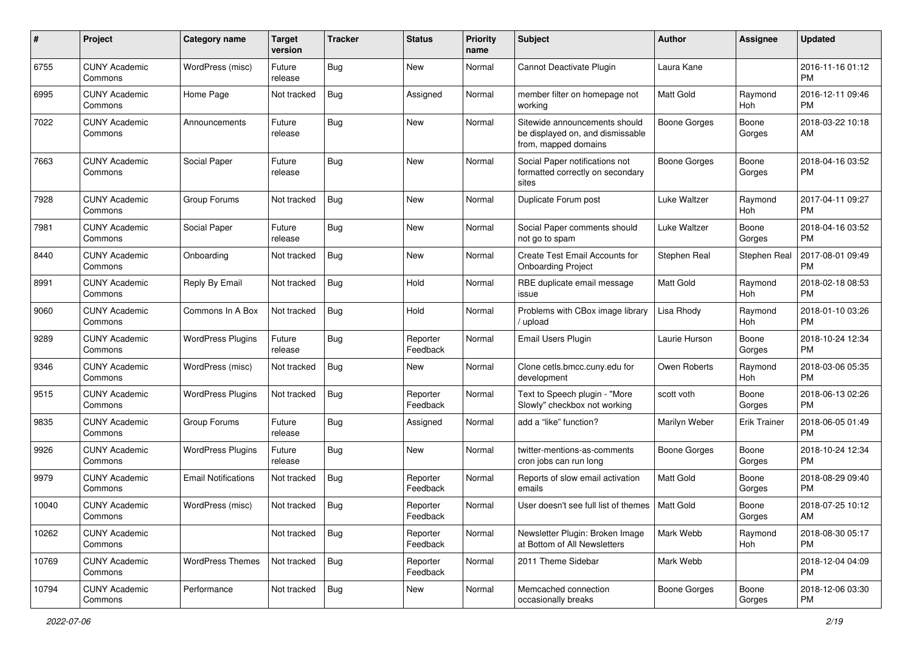| # | Project | Category name | Target version | Tracker | Status | Priority name | Subject | Author | Assignee | Updated |
|---|---|---|---|---|---|---|---|---|---|---|
| 6755 | CUNY Academic Commons | WordPress (misc) | Future release | Bug | New | Normal | Cannot Deactivate Plugin | Laura Kane | | 2016-11-16 01:12 PM |
| 6995 | CUNY Academic Commons | Home Page | Not tracked | Bug | Assigned | Normal | member filter on homepage not working | Matt Gold | Raymond Hoh | 2016-12-11 09:46 PM |
| 7022 | CUNY Academic Commons | Announcements | Future release | Bug | New | Normal | Sitewide announcements should be displayed on, and dismissable from, mapped domains | Boone Gorges | Boone Gorges | 2018-03-22 10:18 AM |
| 7663 | CUNY Academic Commons | Social Paper | Future release | Bug | New | Normal | Social Paper notifications not formatted correctly on secondary sites | Boone Gorges | Boone Gorges | 2018-04-16 03:52 PM |
| 7928 | CUNY Academic Commons | Group Forums | Not tracked | Bug | New | Normal | Duplicate Forum post | Luke Waltzer | Raymond Hoh | 2017-04-11 09:27 PM |
| 7981 | CUNY Academic Commons | Social Paper | Future release | Bug | New | Normal | Social Paper comments should not go to spam | Luke Waltzer | Boone Gorges | 2018-04-16 03:52 PM |
| 8440 | CUNY Academic Commons | Onboarding | Not tracked | Bug | New | Normal | Create Test Email Accounts for Onboarding Project | Stephen Real | Stephen Real | 2017-08-01 09:49 PM |
| 8991 | CUNY Academic Commons | Reply By Email | Not tracked | Bug | Hold | Normal | RBE duplicate email message issue | Matt Gold | Raymond Hoh | 2018-02-18 08:53 PM |
| 9060 | CUNY Academic Commons | Commons In A Box | Not tracked | Bug | Hold | Normal | Problems with CBox image library / upload | Lisa Rhody | Raymond Hoh | 2018-01-10 03:26 PM |
| 9289 | CUNY Academic Commons | WordPress Plugins | Future release | Bug | Reporter Feedback | Normal | Email Users Plugin | Laurie Hurson | Boone Gorges | 2018-10-24 12:34 PM |
| 9346 | CUNY Academic Commons | WordPress (misc) | Not tracked | Bug | New | Normal | Clone cetls.bmcc.cuny.edu for development | Owen Roberts | Raymond Hoh | 2018-03-06 05:35 PM |
| 9515 | CUNY Academic Commons | WordPress Plugins | Not tracked | Bug | Reporter Feedback | Normal | Text to Speech plugin - "More Slowly" checkbox not working | scott voth | Boone Gorges | 2018-06-13 02:26 PM |
| 9835 | CUNY Academic Commons | Group Forums | Future release | Bug | Assigned | Normal | add a "like" function? | Marilyn Weber | Erik Trainer | 2018-06-05 01:49 PM |
| 9926 | CUNY Academic Commons | WordPress Plugins | Future release | Bug | New | Normal | twitter-mentions-as-comments cron jobs can run long | Boone Gorges | Boone Gorges | 2018-10-24 12:34 PM |
| 9979 | CUNY Academic Commons | Email Notifications | Not tracked | Bug | Reporter Feedback | Normal | Reports of slow email activation emails | Matt Gold | Boone Gorges | 2018-08-29 09:40 PM |
| 10040 | CUNY Academic Commons | WordPress (misc) | Not tracked | Bug | Reporter Feedback | Normal | User doesn't see full list of themes | Matt Gold | Boone Gorges | 2018-07-25 10:12 AM |
| 10262 | CUNY Academic Commons | | Not tracked | Bug | Reporter Feedback | Normal | Newsletter Plugin: Broken Image at Bottom of All Newsletters | Mark Webb | Raymond Hoh | 2018-08-30 05:17 PM |
| 10769 | CUNY Academic Commons | WordPress Themes | Not tracked | Bug | Reporter Feedback | Normal | 2011 Theme Sidebar | Mark Webb | | 2018-12-04 04:09 PM |
| 10794 | CUNY Academic Commons | Performance | Not tracked | Bug | New | Normal | Memcached connection occasionally breaks | Boone Gorges | Boone Gorges | 2018-12-06 03:30 PM |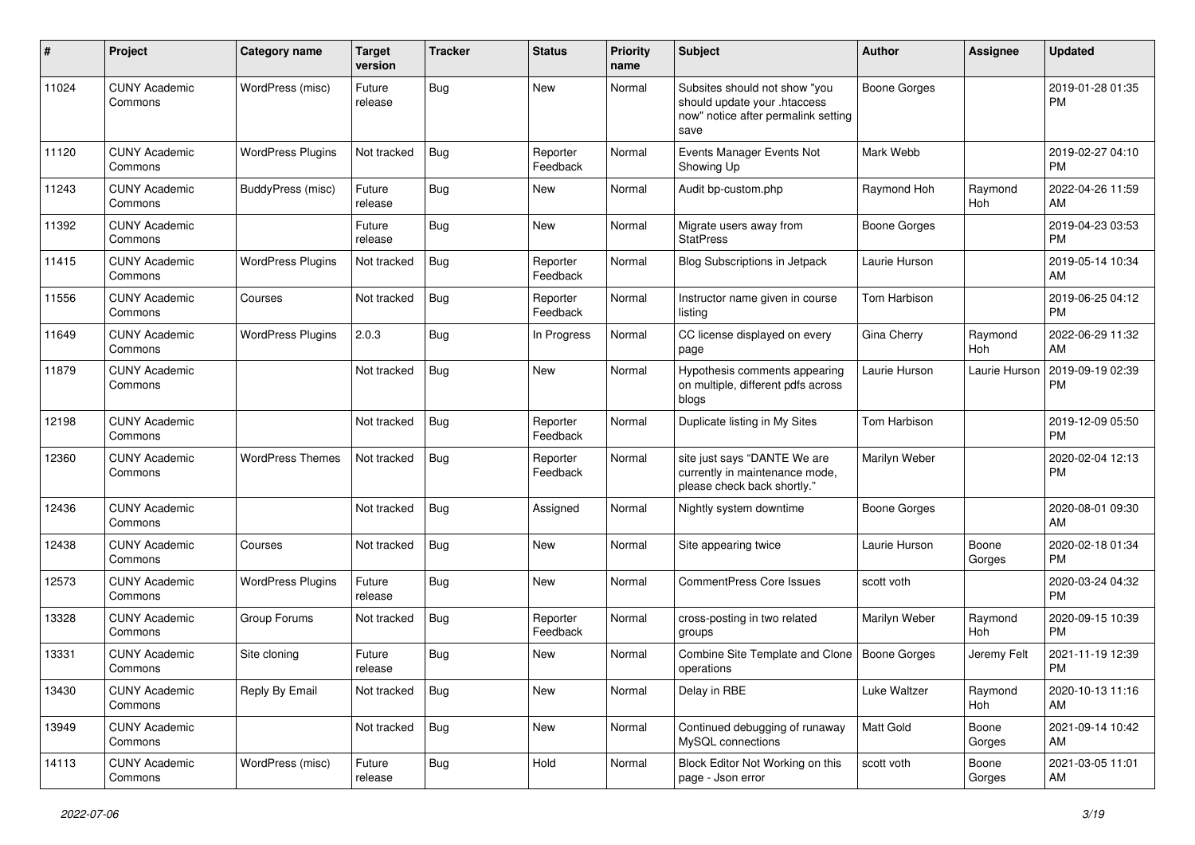| # | Project | Category name | Target version | Tracker | Status | Priority name | Subject | Author | Assignee | Updated |
|---|---|---|---|---|---|---|---|---|---|---|
| 11024 | CUNY Academic Commons | WordPress (misc) | Future release | Bug | New | Normal | Subsites should not show "you should update your .htaccess now" notice after permalink setting save | Boone Gorges | | 2019-01-28 01:35 PM |
| 11120 | CUNY Academic Commons | WordPress Plugins | Not tracked | Bug | Reporter Feedback | Normal | Events Manager Events Not Showing Up | Mark Webb | | 2019-02-27 04:10 PM |
| 11243 | CUNY Academic Commons | BuddyPress (misc) | Future release | Bug | New | Normal | Audit bp-custom.php | Raymond Hoh | Raymond Hoh | 2022-04-26 11:59 AM |
| 11392 | CUNY Academic Commons | | Future release | Bug | New | Normal | Migrate users away from StatPress | Boone Gorges | | 2019-04-23 03:53 PM |
| 11415 | CUNY Academic Commons | WordPress Plugins | Not tracked | Bug | Reporter Feedback | Normal | Blog Subscriptions in Jetpack | Laurie Hurson | | 2019-05-14 10:34 AM |
| 11556 | CUNY Academic Commons | Courses | Not tracked | Bug | Reporter Feedback | Normal | Instructor name given in course listing | Tom Harbison | | 2019-06-25 04:12 PM |
| 11649 | CUNY Academic Commons | WordPress Plugins | 2.0.3 | Bug | In Progress | Normal | CC license displayed on every page | Gina Cherry | Raymond Hoh | 2022-06-29 11:32 AM |
| 11879 | CUNY Academic Commons | | Not tracked | Bug | New | Normal | Hypothesis comments appearing on multiple, different pdfs across blogs | Laurie Hurson | Laurie Hurson | 2019-09-19 02:39 PM |
| 12198 | CUNY Academic Commons | | Not tracked | Bug | Reporter Feedback | Normal | Duplicate listing in My Sites | Tom Harbison | | 2019-12-09 05:50 PM |
| 12360 | CUNY Academic Commons | WordPress Themes | Not tracked | Bug | Reporter Feedback | Normal | site just says "DANTE We are currently in maintenance mode, please check back shortly." | Marilyn Weber | | 2020-02-04 12:13 PM |
| 12436 | CUNY Academic Commons | | Not tracked | Bug | Assigned | Normal | Nightly system downtime | Boone Gorges | | 2020-08-01 09:30 AM |
| 12438 | CUNY Academic Commons | Courses | Not tracked | Bug | New | Normal | Site appearing twice | Laurie Hurson | Boone Gorges | 2020-02-18 01:34 PM |
| 12573 | CUNY Academic Commons | WordPress Plugins | Future release | Bug | New | Normal | CommentPress Core Issues | scott voth | | 2020-03-24 04:32 PM |
| 13328 | CUNY Academic Commons | Group Forums | Not tracked | Bug | Reporter Feedback | Normal | cross-posting in two related groups | Marilyn Weber | Raymond Hoh | 2020-09-15 10:39 PM |
| 13331 | CUNY Academic Commons | Site cloning | Future release | Bug | New | Normal | Combine Site Template and Clone operations | Boone Gorges | Jeremy Felt | 2021-11-19 12:39 PM |
| 13430 | CUNY Academic Commons | Reply By Email | Not tracked | Bug | New | Normal | Delay in RBE | Luke Waltzer | Raymond Hoh | 2020-10-13 11:16 AM |
| 13949 | CUNY Academic Commons | | Not tracked | Bug | New | Normal | Continued debugging of runaway MySQL connections | Matt Gold | Boone Gorges | 2021-09-14 10:42 AM |
| 14113 | CUNY Academic Commons | WordPress (misc) | Future release | Bug | Hold | Normal | Block Editor Not Working on this page - Json error | scott voth | Boone Gorges | 2021-03-05 11:01 AM |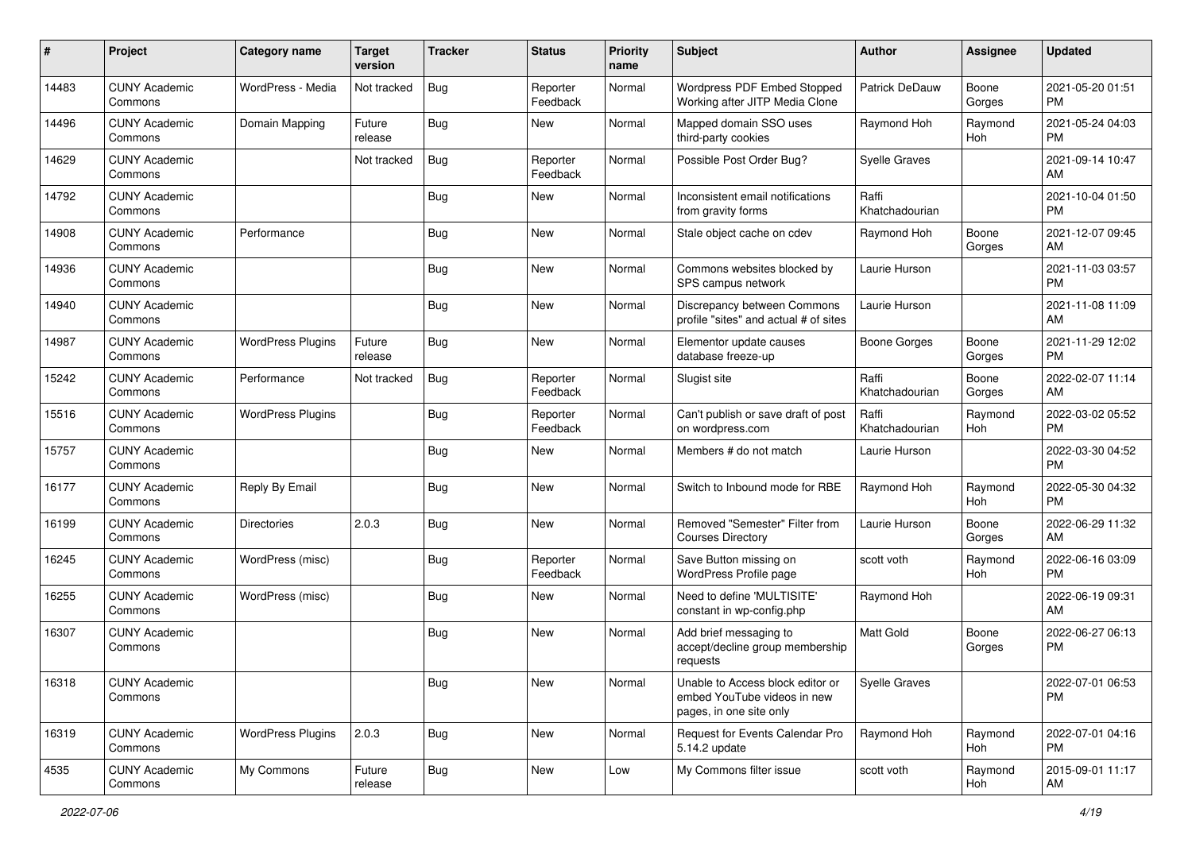| # | Project | Category name | Target version | Tracker | Status | Priority name | Subject | Author | Assignee | Updated |
|---|---|---|---|---|---|---|---|---|---|---|
| 14483 | CUNY Academic Commons | WordPress - Media | Not tracked | Bug | Reporter Feedback | Normal | Wordpress PDF Embed Stopped Working after JITP Media Clone | Patrick DeDauw | Boone Gorges | 2021-05-20 01:51 PM |
| 14496 | CUNY Academic Commons | Domain Mapping | Future release | Bug | New | Normal | Mapped domain SSO uses third-party cookies | Raymond Hoh | Raymond Hoh | 2021-05-24 04:03 PM |
| 14629 | CUNY Academic Commons | | Not tracked | Bug | Reporter Feedback | Normal | Possible Post Order Bug? | Syelle Graves | | 2021-09-14 10:47 AM |
| 14792 | CUNY Academic Commons | | | Bug | New | Normal | Inconsistent email notifications from gravity forms | Raffi Khatchadourian | | 2021-10-04 01:50 PM |
| 14908 | CUNY Academic Commons | Performance | | Bug | New | Normal | Stale object cache on cdev | Raymond Hoh | Boone Gorges | 2021-12-07 09:45 AM |
| 14936 | CUNY Academic Commons | | | Bug | New | Normal | Commons websites blocked by SPS campus network | Laurie Hurson | | 2021-11-03 03:57 PM |
| 14940 | CUNY Academic Commons | | | Bug | New | Normal | Discrepancy between Commons profile "sites" and actual # of sites | Laurie Hurson | | 2021-11-08 11:09 AM |
| 14987 | CUNY Academic Commons | WordPress Plugins | Future release | Bug | New | Normal | Elementor update causes database freeze-up | Boone Gorges | Boone Gorges | 2021-11-29 12:02 PM |
| 15242 | CUNY Academic Commons | Performance | Not tracked | Bug | Reporter Feedback | Normal | Slugist site | Raffi Khatchadourian | Boone Gorges | 2022-02-07 11:14 AM |
| 15516 | CUNY Academic Commons | WordPress Plugins | | Bug | Reporter Feedback | Normal | Can't publish or save draft of post on wordpress.com | Raffi Khatchadourian | Raymond Hoh | 2022-03-02 05:52 PM |
| 15757 | CUNY Academic Commons | | | Bug | New | Normal | Members # do not match | Laurie Hurson | | 2022-03-30 04:52 PM |
| 16177 | CUNY Academic Commons | Reply By Email | | Bug | New | Normal | Switch to Inbound mode for RBE | Raymond Hoh | Raymond Hoh | 2022-05-30 04:32 PM |
| 16199 | CUNY Academic Commons | Directories | 2.0.3 | Bug | New | Normal | Removed "Semester" Filter from Courses Directory | Laurie Hurson | Boone Gorges | 2022-06-29 11:32 AM |
| 16245 | CUNY Academic Commons | WordPress (misc) | | Bug | Reporter Feedback | Normal | Save Button missing on WordPress Profile page | scott voth | Raymond Hoh | 2022-06-16 03:09 PM |
| 16255 | CUNY Academic Commons | WordPress (misc) | | Bug | New | Normal | Need to define 'MULTISITE' constant in wp-config.php | Raymond Hoh | | 2022-06-19 09:31 AM |
| 16307 | CUNY Academic Commons | | | Bug | New | Normal | Add brief messaging to accept/decline group membership requests | Matt Gold | Boone Gorges | 2022-06-27 06:13 PM |
| 16318 | CUNY Academic Commons | | | Bug | New | Normal | Unable to Access block editor or embed YouTube videos in new pages, in one site only | Syelle Graves | | 2022-07-01 06:53 PM |
| 16319 | CUNY Academic Commons | WordPress Plugins | 2.0.3 | Bug | New | Normal | Request for Events Calendar Pro 5.14.2 update | Raymond Hoh | Raymond Hoh | 2022-07-01 04:16 PM |
| 4535 | CUNY Academic Commons | My Commons | Future release | Bug | New | Low | My Commons filter issue | scott voth | Raymond Hoh | 2015-09-01 11:17 AM |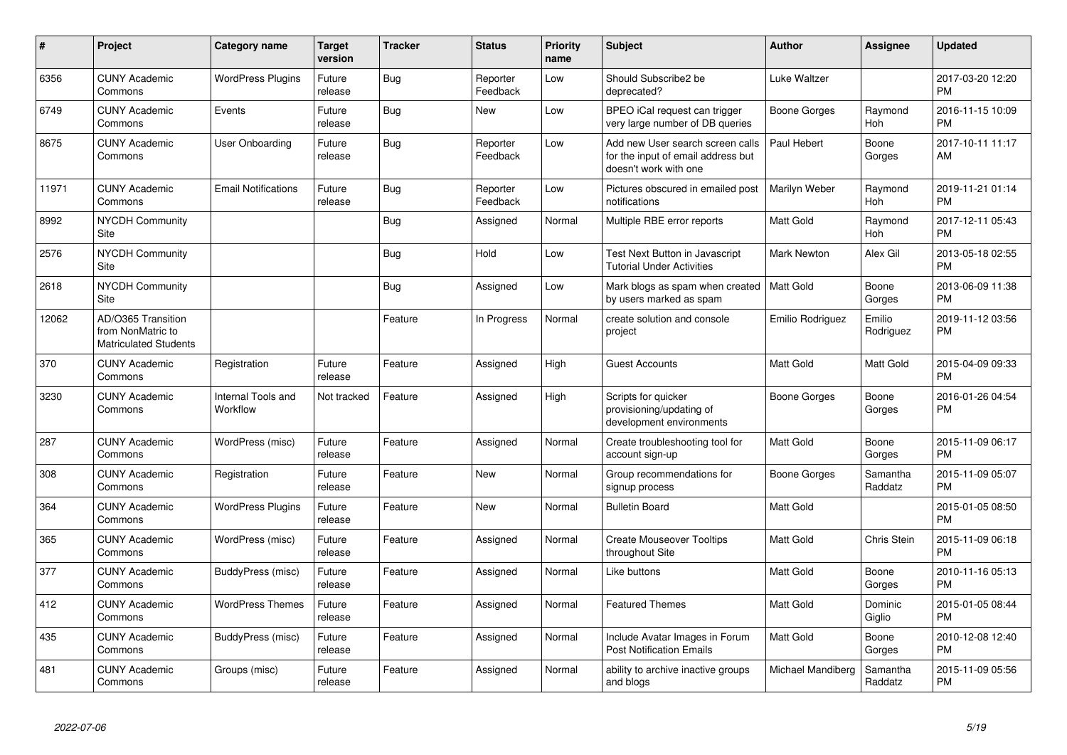| # | Project | Category name | Target version | Tracker | Status | Priority name | Subject | Author | Assignee | Updated |
|---|---|---|---|---|---|---|---|---|---|---|
| 6356 | CUNY Academic Commons | WordPress Plugins | Future release | Bug | Reporter Feedback | Low | Should Subscribe2 be deprecated? | Luke Waltzer | | 2017-03-20 12:20 PM |
| 6749 | CUNY Academic Commons | Events | Future release | Bug | New | Low | BPEO iCal request can trigger very large number of DB queries | Boone Gorges | Raymond Hoh | 2016-11-15 10:09 PM |
| 8675 | CUNY Academic Commons | User Onboarding | Future release | Bug | Reporter Feedback | Low | Add new User search screen calls for the input of email address but doesn't work with one | Paul Hebert | Boone Gorges | 2017-10-11 11:17 AM |
| 11971 | CUNY Academic Commons | Email Notifications | Future release | Bug | Reporter Feedback | Low | Pictures obscured in emailed post notifications | Marilyn Weber | Raymond Hoh | 2019-11-21 01:14 PM |
| 8992 | NYCDH Community Site | | | Bug | Assigned | Normal | Multiple RBE error reports | Matt Gold | Raymond Hoh | 2017-12-11 05:43 PM |
| 2576 | NYCDH Community Site | | | Bug | Hold | Low | Test Next Button in Javascript Tutorial Under Activities | Mark Newton | Alex Gil | 2013-05-18 02:55 PM |
| 2618 | NYCDH Community Site | | | Bug | Assigned | Low | Mark blogs as spam when created by users marked as spam | Matt Gold | Boone Gorges | 2013-06-09 11:38 PM |
| 12062 | AD/O365 Transition from NonMatric to Matriculated Students | | | Feature | In Progress | Normal | create solution and console project | Emilio Rodriguez | Emilio Rodriguez | 2019-11-12 03:56 PM |
| 370 | CUNY Academic Commons | Registration | Future release | Feature | Assigned | High | Guest Accounts | Matt Gold | Matt Gold | 2015-04-09 09:33 PM |
| 3230 | CUNY Academic Commons | Internal Tools and Workflow | Not tracked | Feature | Assigned | High | Scripts for quicker provisioning/updating of development environments | Boone Gorges | Boone Gorges | 2016-01-26 04:54 PM |
| 287 | CUNY Academic Commons | WordPress (misc) | Future release | Feature | Assigned | Normal | Create troubleshooting tool for account sign-up | Matt Gold | Boone Gorges | 2015-11-09 06:17 PM |
| 308 | CUNY Academic Commons | Registration | Future release | Feature | New | Normal | Group recommendations for signup process | Boone Gorges | Samantha Raddatz | 2015-11-09 05:07 PM |
| 364 | CUNY Academic Commons | WordPress Plugins | Future release | Feature | New | Normal | Bulletin Board | Matt Gold | | 2015-01-05 08:50 PM |
| 365 | CUNY Academic Commons | WordPress (misc) | Future release | Feature | Assigned | Normal | Create Mouseover Tooltips throughout Site | Matt Gold | Chris Stein | 2015-11-09 06:18 PM |
| 377 | CUNY Academic Commons | BuddyPress (misc) | Future release | Feature | Assigned | Normal | Like buttons | Matt Gold | Boone Gorges | 2010-11-16 05:13 PM |
| 412 | CUNY Academic Commons | WordPress Themes | Future release | Feature | Assigned | Normal | Featured Themes | Matt Gold | Dominic Giglio | 2015-01-05 08:44 PM |
| 435 | CUNY Academic Commons | BuddyPress (misc) | Future release | Feature | Assigned | Normal | Include Avatar Images in Forum Post Notification Emails | Matt Gold | Boone Gorges | 2010-12-08 12:40 PM |
| 481 | CUNY Academic Commons | Groups (misc) | Future release | Feature | Assigned | Normal | ability to archive inactive groups and blogs | Michael Mandiberg | Samantha Raddatz | 2015-11-09 05:56 PM |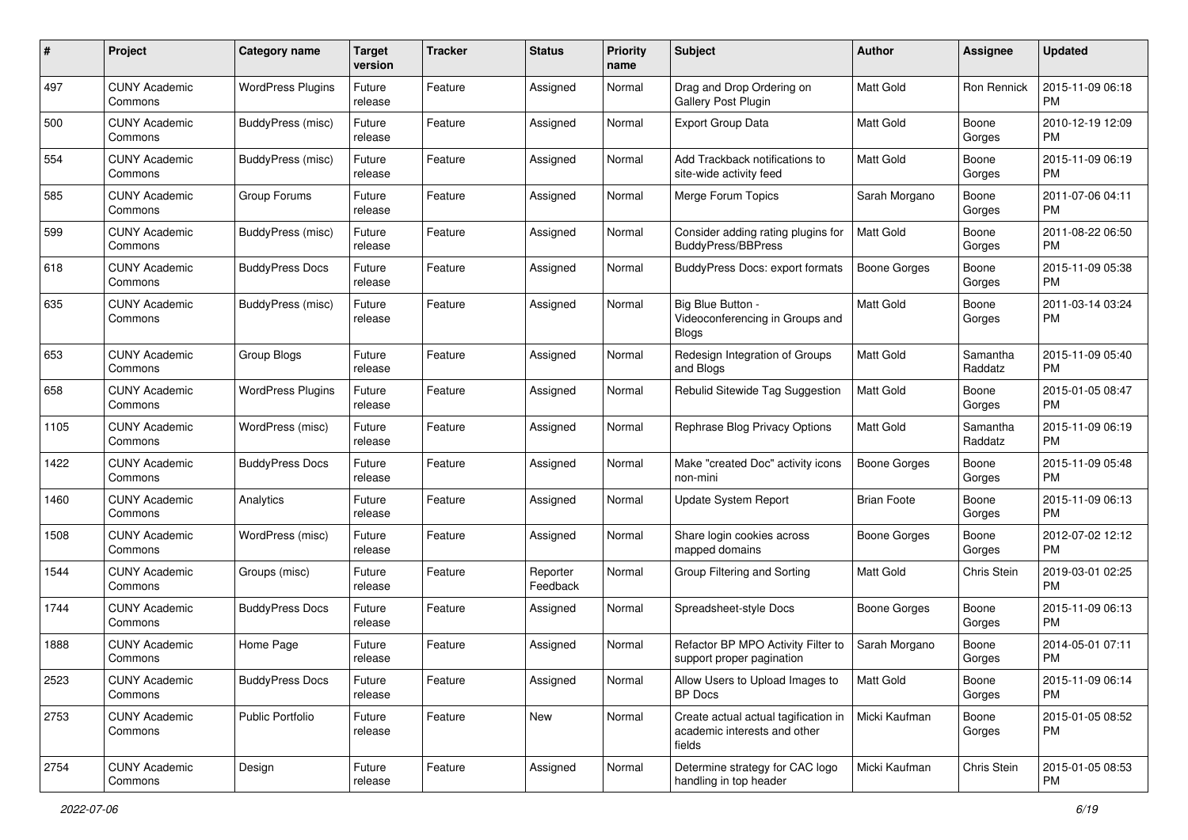| # | Project | Category name | Target version | Tracker | Status | Priority name | Subject | Author | Assignee | Updated |
|---|---|---|---|---|---|---|---|---|---|---|
| 497 | CUNY Academic Commons | WordPress Plugins | Future release | Feature | Assigned | Normal | Drag and Drop Ordering on Gallery Post Plugin | Matt Gold | Ron Rennick | 2015-11-09 06:18 PM |
| 500 | CUNY Academic Commons | BuddyPress (misc) | Future release | Feature | Assigned | Normal | Export Group Data | Matt Gold | Boone Gorges | 2010-12-19 12:09 PM |
| 554 | CUNY Academic Commons | BuddyPress (misc) | Future release | Feature | Assigned | Normal | Add Trackback notifications to site-wide activity feed | Matt Gold | Boone Gorges | 2015-11-09 06:19 PM |
| 585 | CUNY Academic Commons | Group Forums | Future release | Feature | Assigned | Normal | Merge Forum Topics | Sarah Morgano | Boone Gorges | 2011-07-06 04:11 PM |
| 599 | CUNY Academic Commons | BuddyPress (misc) | Future release | Feature | Assigned | Normal | Consider adding rating plugins for BuddyPress/BBPress | Matt Gold | Boone Gorges | 2011-08-22 06:50 PM |
| 618 | CUNY Academic Commons | BuddyPress Docs | Future release | Feature | Assigned | Normal | BuddyPress Docs: export formats | Boone Gorges | Boone Gorges | 2015-11-09 05:38 PM |
| 635 | CUNY Academic Commons | BuddyPress (misc) | Future release | Feature | Assigned | Normal | Big Blue Button - Videoconferencing in Groups and Blogs | Matt Gold | Boone Gorges | 2011-03-14 03:24 PM |
| 653 | CUNY Academic Commons | Group Blogs | Future release | Feature | Assigned | Normal | Redesign Integration of Groups and Blogs | Matt Gold | Samantha Raddatz | 2015-11-09 05:40 PM |
| 658 | CUNY Academic Commons | WordPress Plugins | Future release | Feature | Assigned | Normal | Rebulid Sitewide Tag Suggestion | Matt Gold | Boone Gorges | 2015-01-05 08:47 PM |
| 1105 | CUNY Academic Commons | WordPress (misc) | Future release | Feature | Assigned | Normal | Rephrase Blog Privacy Options | Matt Gold | Samantha Raddatz | 2015-11-09 06:19 PM |
| 1422 | CUNY Academic Commons | BuddyPress Docs | Future release | Feature | Assigned | Normal | Make "created Doc" activity icons non-mini | Boone Gorges | Boone Gorges | 2015-11-09 05:48 PM |
| 1460 | CUNY Academic Commons | Analytics | Future release | Feature | Assigned | Normal | Update System Report | Brian Foote | Boone Gorges | 2015-11-09 06:13 PM |
| 1508 | CUNY Academic Commons | WordPress (misc) | Future release | Feature | Assigned | Normal | Share login cookies across mapped domains | Boone Gorges | Boone Gorges | 2012-07-02 12:12 PM |
| 1544 | CUNY Academic Commons | Groups (misc) | Future release | Feature | Reporter Feedback | Normal | Group Filtering and Sorting | Matt Gold | Chris Stein | 2019-03-01 02:25 PM |
| 1744 | CUNY Academic Commons | BuddyPress Docs | Future release | Feature | Assigned | Normal | Spreadsheet-style Docs | Boone Gorges | Boone Gorges | 2015-11-09 06:13 PM |
| 1888 | CUNY Academic Commons | Home Page | Future release | Feature | Assigned | Normal | Refactor BP MPO Activity Filter to support proper pagination | Sarah Morgano | Boone Gorges | 2014-05-01 07:11 PM |
| 2523 | CUNY Academic Commons | BuddyPress Docs | Future release | Feature | Assigned | Normal | Allow Users to Upload Images to BP Docs | Matt Gold | Boone Gorges | 2015-11-09 06:14 PM |
| 2753 | CUNY Academic Commons | Public Portfolio | Future release | Feature | New | Normal | Create actual actual tagification in academic interests and other fields | Micki Kaufman | Boone Gorges | 2015-01-05 08:52 PM |
| 2754 | CUNY Academic Commons | Design | Future release | Feature | Assigned | Normal | Determine strategy for CAC logo handling in top header | Micki Kaufman | Chris Stein | 2015-01-05 08:53 PM |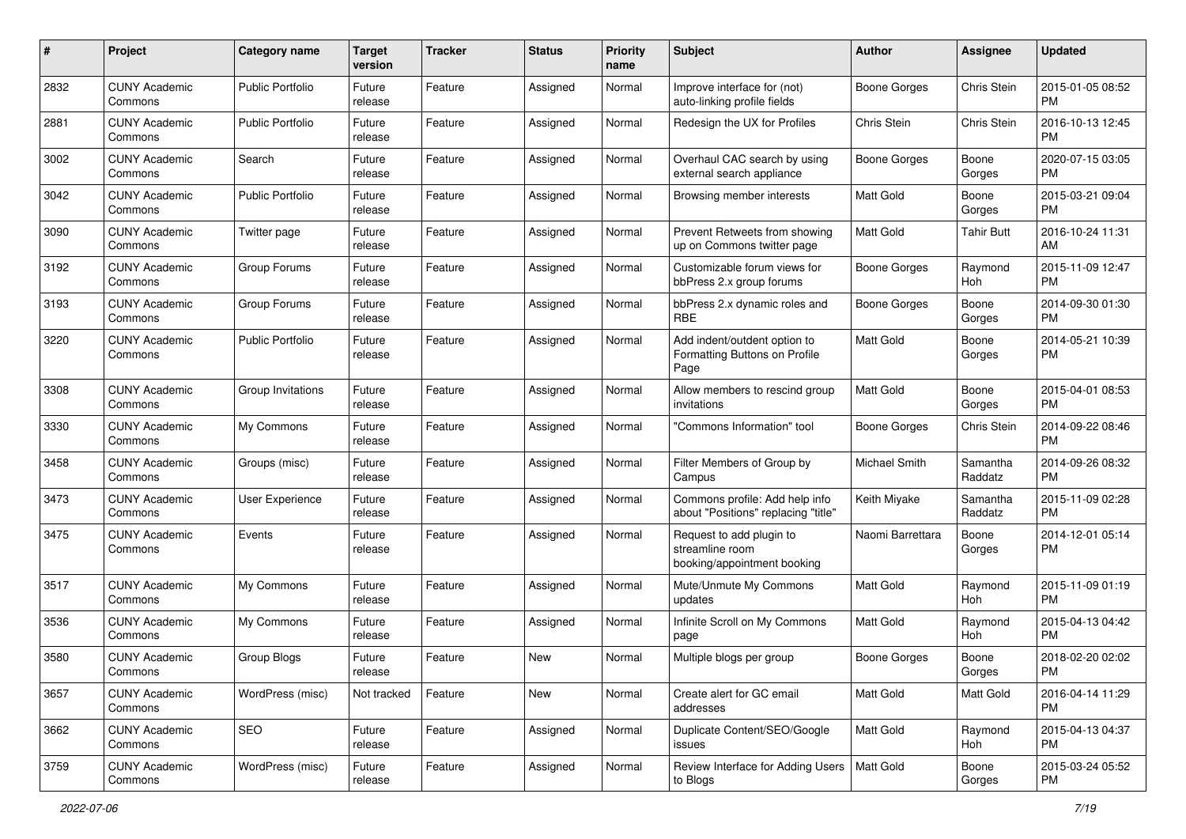| # | Project | Category name | Target version | Tracker | Status | Priority name | Subject | Author | Assignee | Updated |
|---|---|---|---|---|---|---|---|---|---|---|
| 2832 | CUNY Academic Commons | Public Portfolio | Future release | Feature | Assigned | Normal | Improve interface for (not) auto-linking profile fields | Boone Gorges | Chris Stein | 2015-01-05 08:52 PM |
| 2881 | CUNY Academic Commons | Public Portfolio | Future release | Feature | Assigned | Normal | Redesign the UX for Profiles | Chris Stein | Chris Stein | 2016-10-13 12:45 PM |
| 3002 | CUNY Academic Commons | Search | Future release | Feature | Assigned | Normal | Overhaul CAC search by using external search appliance | Boone Gorges | Boone Gorges | 2020-07-15 03:05 PM |
| 3042 | CUNY Academic Commons | Public Portfolio | Future release | Feature | Assigned | Normal | Browsing member interests | Matt Gold | Boone Gorges | 2015-03-21 09:04 PM |
| 3090 | CUNY Academic Commons | Twitter page | Future release | Feature | Assigned | Normal | Prevent Retweets from showing up on Commons twitter page | Matt Gold | Tahir Butt | 2016-10-24 11:31 AM |
| 3192 | CUNY Academic Commons | Group Forums | Future release | Feature | Assigned | Normal | Customizable forum views for bbPress 2.x group forums | Boone Gorges | Raymond Hoh | 2015-11-09 12:47 PM |
| 3193 | CUNY Academic Commons | Group Forums | Future release | Feature | Assigned | Normal | bbPress 2.x dynamic roles and RBE | Boone Gorges | Boone Gorges | 2014-09-30 01:30 PM |
| 3220 | CUNY Academic Commons | Public Portfolio | Future release | Feature | Assigned | Normal | Add indent/outdent option to Formatting Buttons on Profile Page | Matt Gold | Boone Gorges | 2014-05-21 10:39 PM |
| 3308 | CUNY Academic Commons | Group Invitations | Future release | Feature | Assigned | Normal | Allow members to rescind group invitations | Matt Gold | Boone Gorges | 2015-04-01 08:53 PM |
| 3330 | CUNY Academic Commons | My Commons | Future release | Feature | Assigned | Normal | "Commons Information" tool | Boone Gorges | Chris Stein | 2014-09-22 08:46 PM |
| 3458 | CUNY Academic Commons | Groups (misc) | Future release | Feature | Assigned | Normal | Filter Members of Group by Campus | Michael Smith | Samantha Raddatz | 2014-09-26 08:32 PM |
| 3473 | CUNY Academic Commons | User Experience | Future release | Feature | Assigned | Normal | Commons profile: Add help info about "Positions" replacing "title" | Keith Miyake | Samantha Raddatz | 2015-11-09 02:28 PM |
| 3475 | CUNY Academic Commons | Events | Future release | Feature | Assigned | Normal | Request to add plugin to streamline room booking/appointment booking | Naomi Barrettara | Boone Gorges | 2014-12-01 05:14 PM |
| 3517 | CUNY Academic Commons | My Commons | Future release | Feature | Assigned | Normal | Mute/Unmute My Commons updates | Matt Gold | Raymond Hoh | 2015-11-09 01:19 PM |
| 3536 | CUNY Academic Commons | My Commons | Future release | Feature | Assigned | Normal | Infinite Scroll on My Commons page | Matt Gold | Raymond Hoh | 2015-04-13 04:42 PM |
| 3580 | CUNY Academic Commons | Group Blogs | Future release | Feature | New | Normal | Multiple blogs per group | Boone Gorges | Boone Gorges | 2018-02-20 02:02 PM |
| 3657 | CUNY Academic Commons | WordPress (misc) | Not tracked | Feature | New | Normal | Create alert for GC email addresses | Matt Gold | Matt Gold | 2016-04-14 11:29 PM |
| 3662 | CUNY Academic Commons | SEO | Future release | Feature | Assigned | Normal | Duplicate Content/SEO/Google issues | Matt Gold | Raymond Hoh | 2015-04-13 04:37 PM |
| 3759 | CUNY Academic Commons | WordPress (misc) | Future release | Feature | Assigned | Normal | Review Interface for Adding Users to Blogs | Matt Gold | Boone Gorges | 2015-03-24 05:52 PM |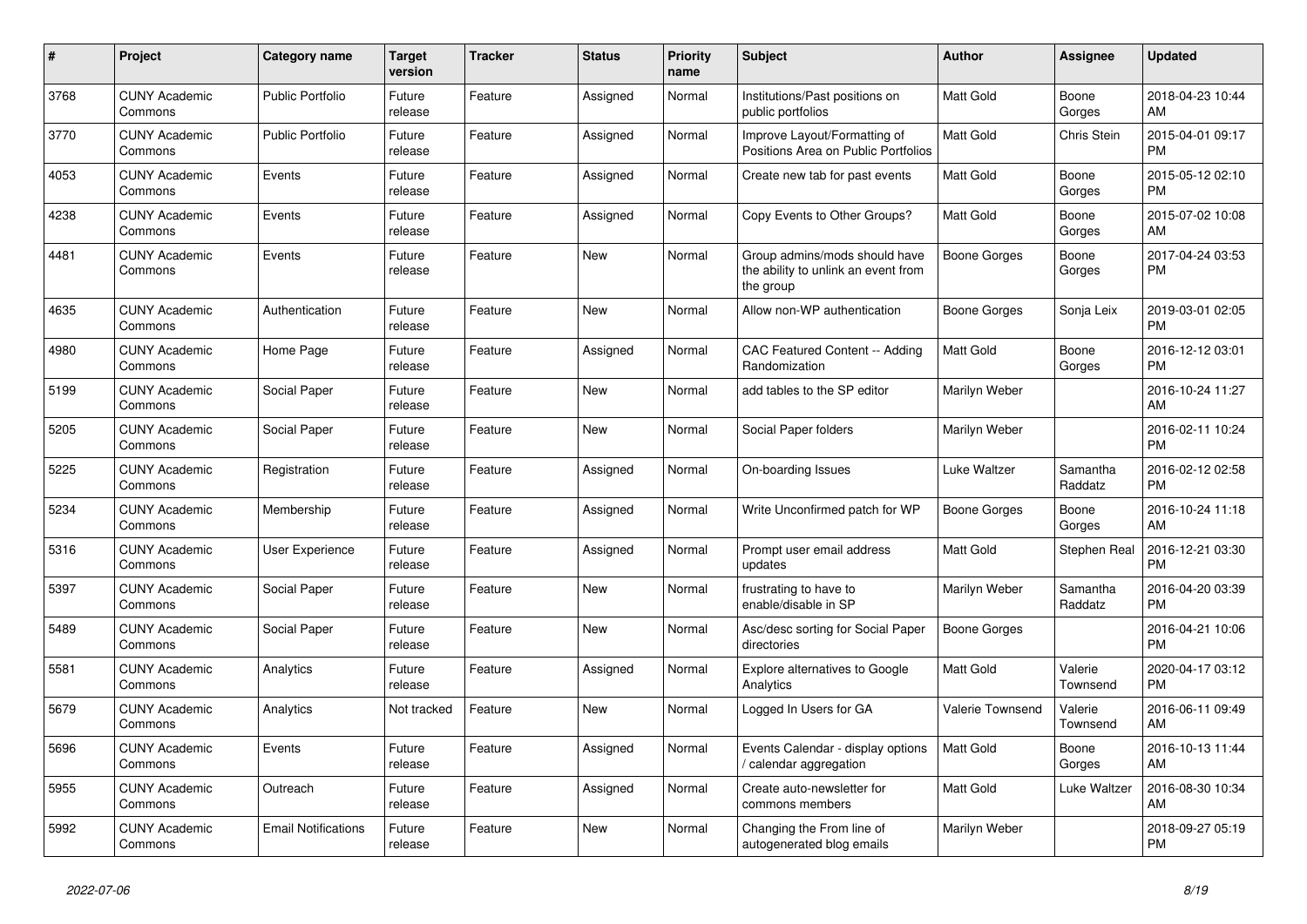| # | Project | Category name | Target version | Tracker | Status | Priority name | Subject | Author | Assignee | Updated |
|---|---|---|---|---|---|---|---|---|---|---|
| 3768 | CUNY Academic Commons | Public Portfolio | Future release | Feature | Assigned | Normal | Institutions/Past positions on public portfolios | Matt Gold | Boone Gorges | 2018-04-23 10:44 AM |
| 3770 | CUNY Academic Commons | Public Portfolio | Future release | Feature | Assigned | Normal | Improve Layout/Formatting of Positions Area on Public Portfolios | Matt Gold | Chris Stein | 2015-04-01 09:17 PM |
| 4053 | CUNY Academic Commons | Events | Future release | Feature | Assigned | Normal | Create new tab for past events | Matt Gold | Boone Gorges | 2015-05-12 02:10 PM |
| 4238 | CUNY Academic Commons | Events | Future release | Feature | Assigned | Normal | Copy Events to Other Groups? | Matt Gold | Boone Gorges | 2015-07-02 10:08 AM |
| 4481 | CUNY Academic Commons | Events | Future release | Feature | New | Normal | Group admins/mods should have the ability to unlink an event from the group | Boone Gorges | Boone Gorges | 2017-04-24 03:53 PM |
| 4635 | CUNY Academic Commons | Authentication | Future release | Feature | New | Normal | Allow non-WP authentication | Boone Gorges | Sonja Leix | 2019-03-01 02:05 PM |
| 4980 | CUNY Academic Commons | Home Page | Future release | Feature | Assigned | Normal | CAC Featured Content -- Adding Randomization | Matt Gold | Boone Gorges | 2016-12-12 03:01 PM |
| 5199 | CUNY Academic Commons | Social Paper | Future release | Feature | New | Normal | add tables to the SP editor | Marilyn Weber | | 2016-10-24 11:27 AM |
| 5205 | CUNY Academic Commons | Social Paper | Future release | Feature | New | Normal | Social Paper folders | Marilyn Weber | | 2016-02-11 10:24 PM |
| 5225 | CUNY Academic Commons | Registration | Future release | Feature | Assigned | Normal | On-boarding Issues | Luke Waltzer | Samantha Raddatz | 2016-02-12 02:58 PM |
| 5234 | CUNY Academic Commons | Membership | Future release | Feature | Assigned | Normal | Write Unconfirmed patch for WP | Boone Gorges | Boone Gorges | 2016-10-24 11:18 AM |
| 5316 | CUNY Academic Commons | User Experience | Future release | Feature | Assigned | Normal | Prompt user email address updates | Matt Gold | Stephen Real | 2016-12-21 03:30 PM |
| 5397 | CUNY Academic Commons | Social Paper | Future release | Feature | New | Normal | frustrating to have to enable/disable in SP | Marilyn Weber | Samantha Raddatz | 2016-04-20 03:39 PM |
| 5489 | CUNY Academic Commons | Social Paper | Future release | Feature | New | Normal | Asc/desc sorting for Social Paper directories | Boone Gorges | | 2016-04-21 10:06 PM |
| 5581 | CUNY Academic Commons | Analytics | Future release | Feature | Assigned | Normal | Explore alternatives to Google Analytics | Matt Gold | Valerie Townsend | 2020-04-17 03:12 PM |
| 5679 | CUNY Academic Commons | Analytics | Not tracked | Feature | New | Normal | Logged In Users for GA | Valerie Townsend | Valerie Townsend | 2016-06-11 09:49 AM |
| 5696 | CUNY Academic Commons | Events | Future release | Feature | Assigned | Normal | Events Calendar - display options / calendar aggregation | Matt Gold | Boone Gorges | 2016-10-13 11:44 AM |
| 5955 | CUNY Academic Commons | Outreach | Future release | Feature | Assigned | Normal | Create auto-newsletter for commons members | Matt Gold | Luke Waltzer | 2016-08-30 10:34 AM |
| 5992 | CUNY Academic Commons | Email Notifications | Future release | Feature | New | Normal | Changing the From line of autogenerated blog emails | Marilyn Weber | | 2018-09-27 05:19 PM |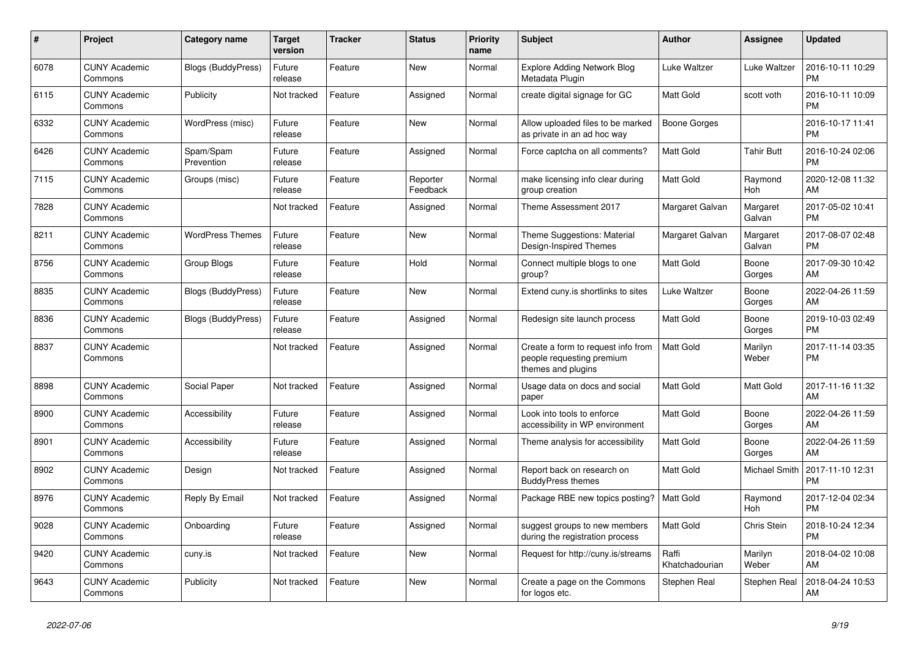| # | Project | Category name | Target version | Tracker | Status | Priority name | Subject | Author | Assignee | Updated |
|---|---|---|---|---|---|---|---|---|---|---|
| 6078 | CUNY Academic Commons | Blogs (BuddyPress) | Future release | Feature | New | Normal | Explore Adding Network Blog Metadata Plugin | Luke Waltzer | Luke Waltzer | 2016-10-11 10:29 PM |
| 6115 | CUNY Academic Commons | Publicity | Not tracked | Feature | Assigned | Normal | create digital signage for GC | Matt Gold | scott voth | 2016-10-11 10:09 PM |
| 6332 | CUNY Academic Commons | WordPress (misc) | Future release | Feature | New | Normal | Allow uploaded files to be marked as private in an ad hoc way | Boone Gorges | | 2016-10-17 11:41 PM |
| 6426 | CUNY Academic Commons | Spam/Spam Prevention | Future release | Feature | Assigned | Normal | Force captcha on all comments? | Matt Gold | Tahir Butt | 2016-10-24 02:06 PM |
| 7115 | CUNY Academic Commons | Groups (misc) | Future release | Feature | Reporter Feedback | Normal | make licensing info clear during group creation | Matt Gold | Raymond Hoh | 2020-12-08 11:32 AM |
| 7828 | CUNY Academic Commons | | Not tracked | Feature | Assigned | Normal | Theme Assessment 2017 | Margaret Galvan | Margaret Galvan | 2017-05-02 10:41 PM |
| 8211 | CUNY Academic Commons | WordPress Themes | Future release | Feature | New | Normal | Theme Suggestions: Material Design-Inspired Themes | Margaret Galvan | Margaret Galvan | 2017-08-07 02:48 PM |
| 8756 | CUNY Academic Commons | Group Blogs | Future release | Feature | Hold | Normal | Connect multiple blogs to one group? | Matt Gold | Boone Gorges | 2017-09-30 10:42 AM |
| 8835 | CUNY Academic Commons | Blogs (BuddyPress) | Future release | Feature | New | Normal | Extend cuny.is shortlinks to sites | Luke Waltzer | Boone Gorges | 2022-04-26 11:59 AM |
| 8836 | CUNY Academic Commons | Blogs (BuddyPress) | Future release | Feature | Assigned | Normal | Redesign site launch process | Matt Gold | Boone Gorges | 2019-10-03 02:49 PM |
| 8837 | CUNY Academic Commons | | Not tracked | Feature | Assigned | Normal | Create a form to request info from people requesting premium themes and plugins | Matt Gold | Marilyn Weber | 2017-11-14 03:35 PM |
| 8898 | CUNY Academic Commons | Social Paper | Not tracked | Feature | Assigned | Normal | Usage data on docs and social paper | Matt Gold | Matt Gold | 2017-11-16 11:32 AM |
| 8900 | CUNY Academic Commons | Accessibility | Future release | Feature | Assigned | Normal | Look into tools to enforce accessibility in WP environment | Matt Gold | Boone Gorges | 2022-04-26 11:59 AM |
| 8901 | CUNY Academic Commons | Accessibility | Future release | Feature | Assigned | Normal | Theme analysis for accessibility | Matt Gold | Boone Gorges | 2022-04-26 11:59 AM |
| 8902 | CUNY Academic Commons | Design | Not tracked | Feature | Assigned | Normal | Report back on research on BuddyPress themes | Matt Gold | Michael Smith | 2017-11-10 12:31 PM |
| 8976 | CUNY Academic Commons | Reply By Email | Not tracked | Feature | Assigned | Normal | Package RBE new topics posting? | Matt Gold | Raymond Hoh | 2017-12-04 02:34 PM |
| 9028 | CUNY Academic Commons | Onboarding | Future release | Feature | Assigned | Normal | suggest groups to new members during the registration process | Matt Gold | Chris Stein | 2018-10-24 12:34 PM |
| 9420 | CUNY Academic Commons | cuny.is | Not tracked | Feature | New | Normal | Request for http://cuny.is/streams | Raffi Khatchadourian | Marilyn Weber | 2018-04-02 10:08 AM |
| 9643 | CUNY Academic Commons | Publicity | Not tracked | Feature | New | Normal | Create a page on the Commons for logos etc. | Stephen Real | Stephen Real | 2018-04-24 10:53 AM |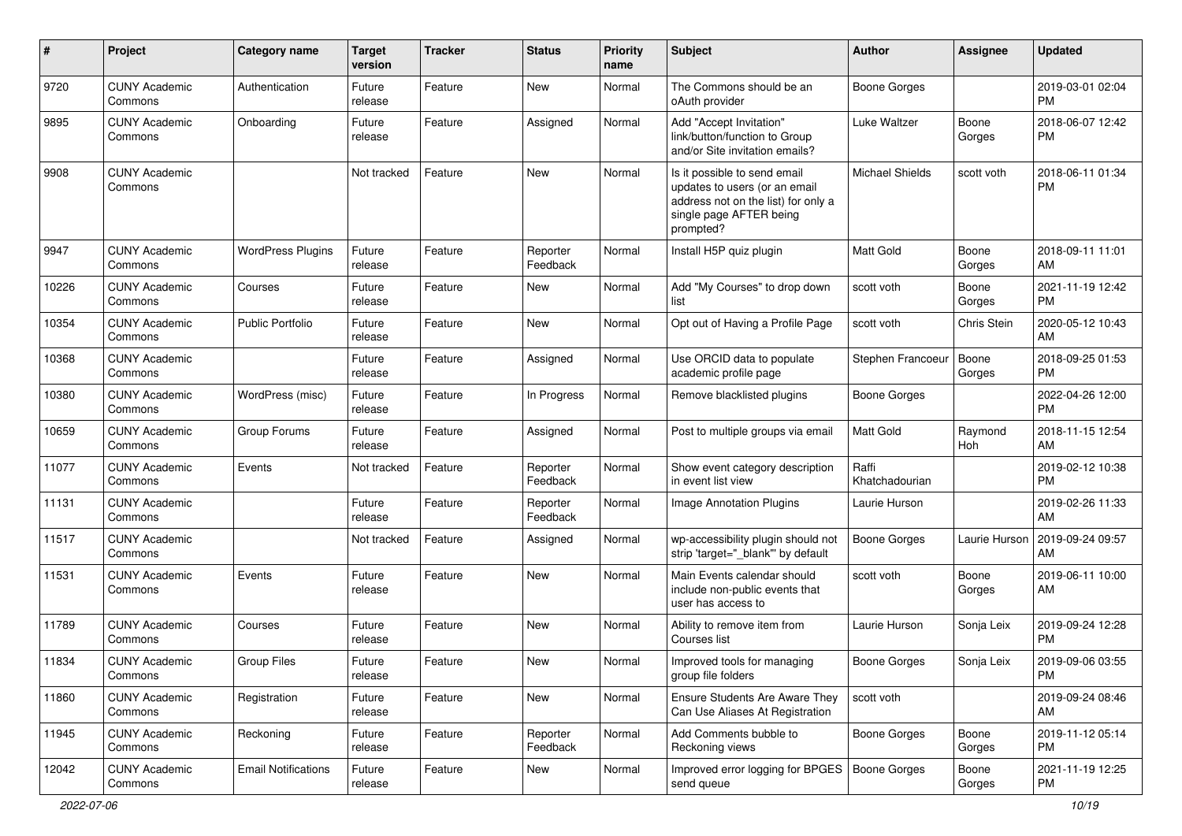| # | Project | Category name | Target version | Tracker | Status | Priority name | Subject | Author | Assignee | Updated |
|---|---|---|---|---|---|---|---|---|---|---|
| 9720 | CUNY Academic Commons | Authentication | Future release | Feature | New | Normal | The Commons should be an oAuth provider | Boone Gorges | | 2019-03-01 02:04 PM |
| 9895 | CUNY Academic Commons | Onboarding | Future release | Feature | Assigned | Normal | Add "Accept Invitation" link/button/function to Group and/or Site invitation emails? | Luke Waltzer | Boone Gorges | 2018-06-07 12:42 PM |
| 9908 | CUNY Academic Commons | | Not tracked | Feature | New | Normal | Is it possible to send email updates to users (or an email address not on the list) for only a single page AFTER being prompted? | Michael Shields | scott voth | 2018-06-11 01:34 PM |
| 9947 | CUNY Academic Commons | WordPress Plugins | Future release | Feature | Reporter Feedback | Normal | Install H5P quiz plugin | Matt Gold | Boone Gorges | 2018-09-11 11:01 AM |
| 10226 | CUNY Academic Commons | Courses | Future release | Feature | New | Normal | Add "My Courses" to drop down list | scott voth | Boone Gorges | 2021-11-19 12:42 PM |
| 10354 | CUNY Academic Commons | Public Portfolio | Future release | Feature | New | Normal | Opt out of Having a Profile Page | scott voth | Chris Stein | 2020-05-12 10:43 AM |
| 10368 | CUNY Academic Commons | | Future release | Feature | Assigned | Normal | Use ORCID data to populate academic profile page | Stephen Francoeur | Boone Gorges | 2018-09-25 01:53 PM |
| 10380 | CUNY Academic Commons | WordPress (misc) | Future release | Feature | In Progress | Normal | Remove blacklisted plugins | Boone Gorges | | 2022-04-26 12:00 PM |
| 10659 | CUNY Academic Commons | Group Forums | Future release | Feature | Assigned | Normal | Post to multiple groups via email | Matt Gold | Raymond Hoh | 2018-11-15 12:54 AM |
| 11077 | CUNY Academic Commons | Events | Not tracked | Feature | Reporter Feedback | Normal | Show event category description in event list view | Raffi Khatchadourian | | 2019-02-12 10:38 PM |
| 11131 | CUNY Academic Commons | | Future release | Feature | Reporter Feedback | Normal | Image Annotation Plugins | Laurie Hurson | | 2019-02-26 11:33 AM |
| 11517 | CUNY Academic Commons | | Not tracked | Feature | Assigned | Normal | wp-accessibility plugin should not strip 'target="_blank"' by default | Boone Gorges | Laurie Hurson | 2019-09-24 09:57 AM |
| 11531 | CUNY Academic Commons | Events | Future release | Feature | New | Normal | Main Events calendar should include non-public events that user has access to | scott voth | Boone Gorges | 2019-06-11 10:00 AM |
| 11789 | CUNY Academic Commons | Courses | Future release | Feature | New | Normal | Ability to remove item from Courses list | Laurie Hurson | Sonja Leix | 2019-09-24 12:28 PM |
| 11834 | CUNY Academic Commons | Group Files | Future release | Feature | New | Normal | Improved tools for managing group file folders | Boone Gorges | Sonja Leix | 2019-09-06 03:55 PM |
| 11860 | CUNY Academic Commons | Registration | Future release | Feature | New | Normal | Ensure Students Are Aware They Can Use Aliases At Registration | scott voth | | 2019-09-24 08:46 AM |
| 11945 | CUNY Academic Commons | Reckoning | Future release | Feature | Reporter Feedback | Normal | Add Comments bubble to Reckoning views | Boone Gorges | Boone Gorges | 2019-11-12 05:14 PM |
| 12042 | CUNY Academic Commons | Email Notifications | Future release | Feature | New | Normal | Improved error logging for BPGES send queue | Boone Gorges | Boone Gorges | 2021-11-19 12:25 PM |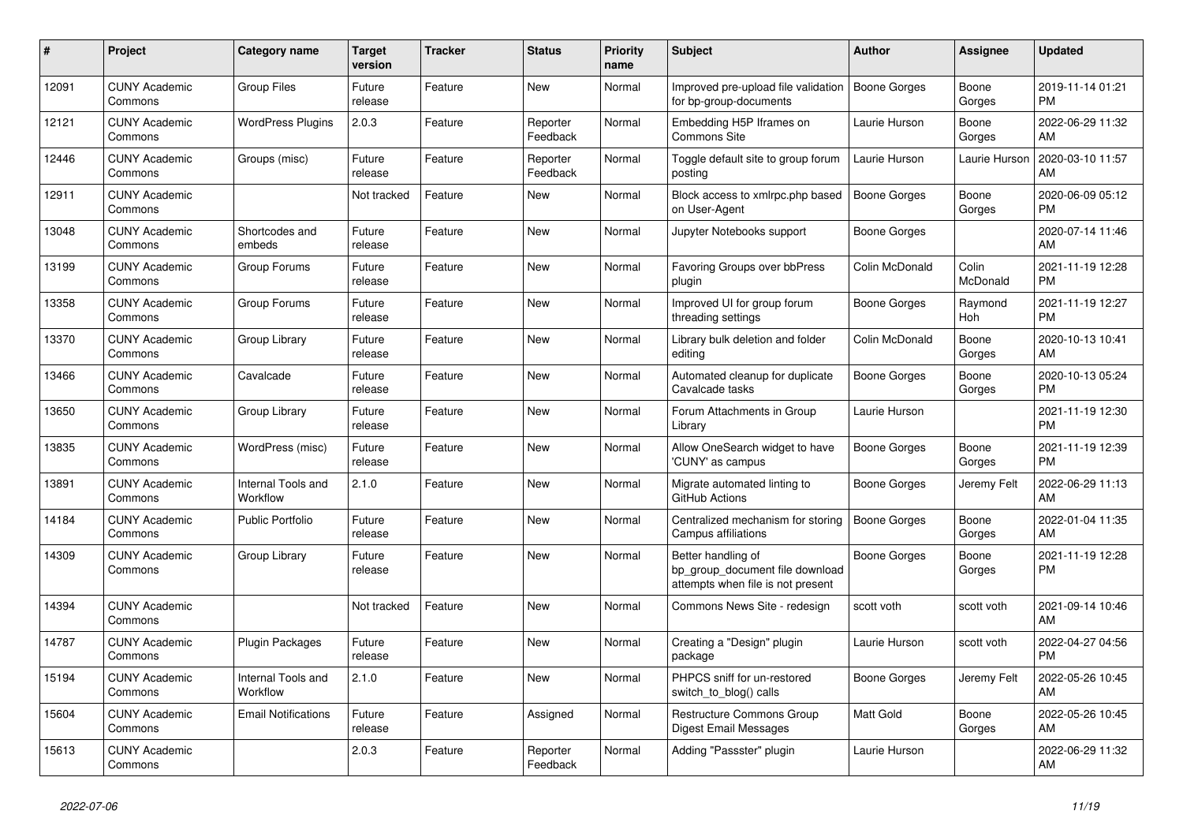| # | Project | Category name | Target version | Tracker | Status | Priority name | Subject | Author | Assignee | Updated |
|---|---|---|---|---|---|---|---|---|---|---|
| 12091 | CUNY Academic Commons | Group Files | Future release | Feature | New | Normal | Improved pre-upload file validation for bp-group-documents | Boone Gorges | Boone Gorges | 2019-11-14 01:21 PM |
| 12121 | CUNY Academic Commons | WordPress Plugins | 2.0.3 | Feature | Reporter Feedback | Normal | Embedding H5P Iframes on Commons Site | Laurie Hurson | Boone Gorges | 2022-06-29 11:32 AM |
| 12446 | CUNY Academic Commons | Groups (misc) | Future release | Feature | Reporter Feedback | Normal | Toggle default site to group forum posting | Laurie Hurson | Laurie Hurson | 2020-03-10 11:57 AM |
| 12911 | CUNY Academic Commons | | Not tracked | Feature | New | Normal | Block access to xmlrpc.php based on User-Agent | Boone Gorges | Boone Gorges | 2020-06-09 05:12 PM |
| 13048 | CUNY Academic Commons | Shortcodes and embeds | Future release | Feature | New | Normal | Jupyter Notebooks support | Boone Gorges | | 2020-07-14 11:46 AM |
| 13199 | CUNY Academic Commons | Group Forums | Future release | Feature | New | Normal | Favoring Groups over bbPress plugin | Colin McDonald | Colin McDonald | 2021-11-19 12:28 PM |
| 13358 | CUNY Academic Commons | Group Forums | Future release | Feature | New | Normal | Improved UI for group forum threading settings | Boone Gorges | Raymond Hoh | 2021-11-19 12:27 PM |
| 13370 | CUNY Academic Commons | Group Library | Future release | Feature | New | Normal | Library bulk deletion and folder editing | Colin McDonald | Boone Gorges | 2020-10-13 10:41 AM |
| 13466 | CUNY Academic Commons | Cavalcade | Future release | Feature | New | Normal | Automated cleanup for duplicate Cavalcade tasks | Boone Gorges | Boone Gorges | 2020-10-13 05:24 PM |
| 13650 | CUNY Academic Commons | Group Library | Future release | Feature | New | Normal | Forum Attachments in Group Library | Laurie Hurson | | 2021-11-19 12:30 PM |
| 13835 | CUNY Academic Commons | WordPress (misc) | Future release | Feature | New | Normal | Allow OneSearch widget to have 'CUNY' as campus | Boone Gorges | Boone Gorges | 2021-11-19 12:39 PM |
| 13891 | CUNY Academic Commons | Internal Tools and Workflow | 2.1.0 | Feature | New | Normal | Migrate automated linting to GitHub Actions | Boone Gorges | Jeremy Felt | 2022-06-29 11:13 AM |
| 14184 | CUNY Academic Commons | Public Portfolio | Future release | Feature | New | Normal | Centralized mechanism for storing Campus affiliations | Boone Gorges | Boone Gorges | 2022-01-04 11:35 AM |
| 14309 | CUNY Academic Commons | Group Library | Future release | Feature | New | Normal | Better handling of bp_group_document file download attempts when file is not present | Boone Gorges | Boone Gorges | 2021-11-19 12:28 PM |
| 14394 | CUNY Academic Commons | | Not tracked | Feature | New | Normal | Commons News Site - redesign | scott voth | scott voth | 2021-09-14 10:46 AM |
| 14787 | CUNY Academic Commons | Plugin Packages | Future release | Feature | New | Normal | Creating a "Design" plugin package | Laurie Hurson | scott voth | 2022-04-27 04:56 PM |
| 15194 | CUNY Academic Commons | Internal Tools and Workflow | 2.1.0 | Feature | New | Normal | PHPCS sniff for un-restored switch_to_blog() calls | Boone Gorges | Jeremy Felt | 2022-05-26 10:45 AM |
| 15604 | CUNY Academic Commons | Email Notifications | Future release | Feature | Assigned | Normal | Restructure Commons Group Digest Email Messages | Matt Gold | Boone Gorges | 2022-05-26 10:45 AM |
| 15613 | CUNY Academic Commons | | 2.0.3 | Feature | Reporter Feedback | Normal | Adding "Passster" plugin | Laurie Hurson | | 2022-06-29 11:32 AM |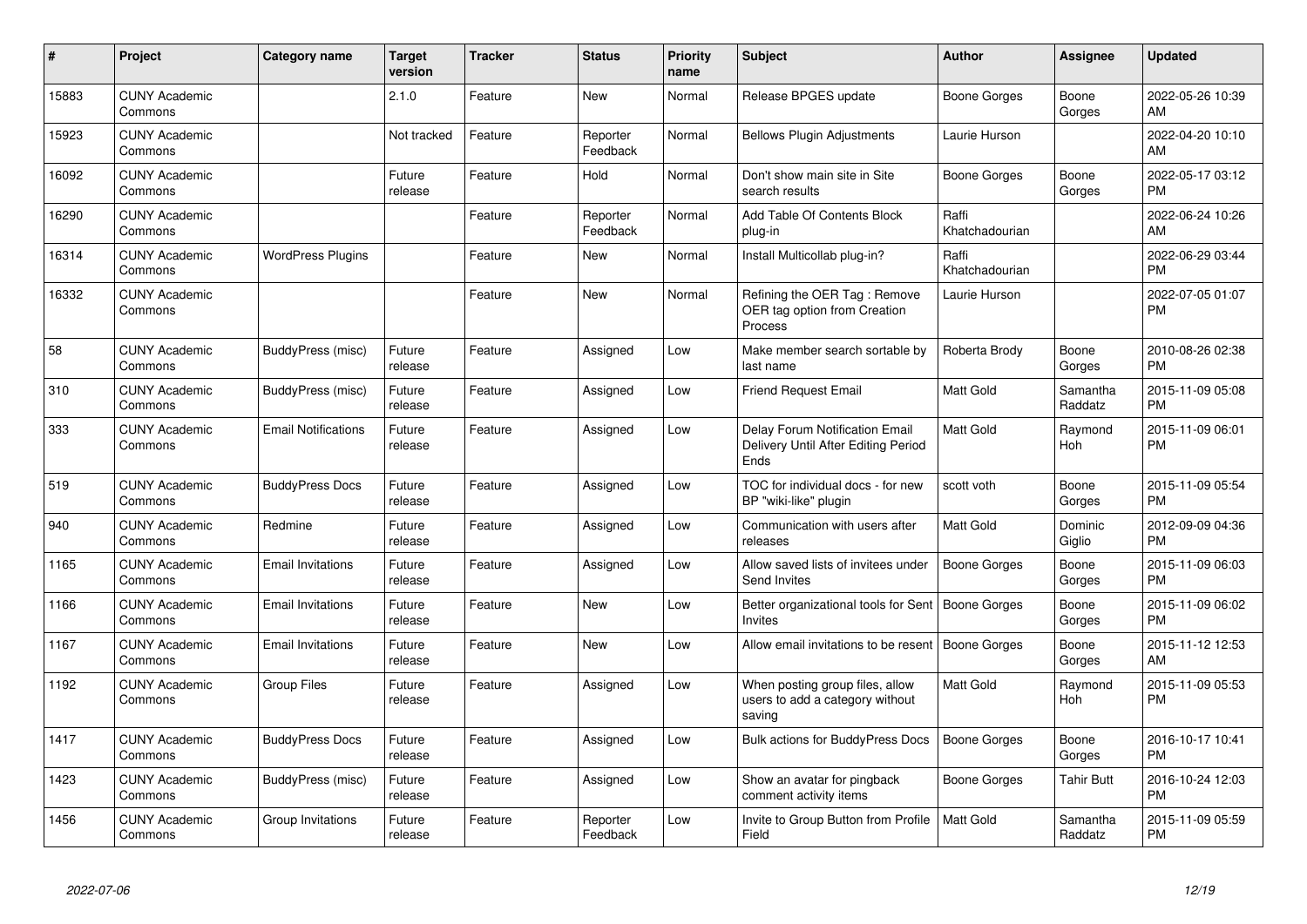| # | Project | Category name | Target version | Tracker | Status | Priority name | Subject | Author | Assignee | Updated |
|---|---|---|---|---|---|---|---|---|---|---|
| 15883 | CUNY Academic Commons | | 2.1.0 | Feature | New | Normal | Release BPGES update | Boone Gorges | Boone Gorges | 2022-05-26 10:39 AM |
| 15923 | CUNY Academic Commons | | Not tracked | Feature | Reporter Feedback | Normal | Bellows Plugin Adjustments | Laurie Hurson | | 2022-04-20 10:10 AM |
| 16092 | CUNY Academic Commons | | Future release | Feature | Hold | Normal | Don't show main site in Site search results | Boone Gorges | Boone Gorges | 2022-05-17 03:12 PM |
| 16290 | CUNY Academic Commons | | | Feature | Reporter Feedback | Normal | Add Table Of Contents Block plug-in | Raffi Khatchadourian | | 2022-06-24 10:26 AM |
| 16314 | CUNY Academic Commons | WordPress Plugins | | Feature | New | Normal | Install Multicollab plug-in? | Raffi Khatchadourian | | 2022-06-29 03:44 PM |
| 16332 | CUNY Academic Commons | | | Feature | New | Normal | Refining the OER Tag : Remove OER tag option from Creation Process | Laurie Hurson | | 2022-07-05 01:07 PM |
| 58 | CUNY Academic Commons | BuddyPress (misc) | Future release | Feature | Assigned | Low | Make member search sortable by last name | Roberta Brody | Boone Gorges | 2010-08-26 02:38 PM |
| 310 | CUNY Academic Commons | BuddyPress (misc) | Future release | Feature | Assigned | Low | Friend Request Email | Matt Gold | Samantha Raddatz | 2015-11-09 05:08 PM |
| 333 | CUNY Academic Commons | Email Notifications | Future release | Feature | Assigned | Low | Delay Forum Notification Email Delivery Until After Editing Period Ends | Matt Gold | Raymond Hoh | 2015-11-09 06:01 PM |
| 519 | CUNY Academic Commons | BuddyPress Docs | Future release | Feature | Assigned | Low | TOC for individual docs - for new BP "wiki-like" plugin | scott voth | Boone Gorges | 2015-11-09 05:54 PM |
| 940 | CUNY Academic Commons | Redmine | Future release | Feature | Assigned | Low | Communication with users after releases | Matt Gold | Dominic Giglio | 2012-09-09 04:36 PM |
| 1165 | CUNY Academic Commons | Email Invitations | Future release | Feature | Assigned | Low | Allow saved lists of invitees under Send Invites | Boone Gorges | Boone Gorges | 2015-11-09 06:03 PM |
| 1166 | CUNY Academic Commons | Email Invitations | Future release | Feature | New | Low | Better organizational tools for Sent Invites | Boone Gorges | Boone Gorges | 2015-11-09 06:02 PM |
| 1167 | CUNY Academic Commons | Email Invitations | Future release | Feature | New | Low | Allow email invitations to be resent | Boone Gorges | Boone Gorges | 2015-11-12 12:53 AM |
| 1192 | CUNY Academic Commons | Group Files | Future release | Feature | Assigned | Low | When posting group files, allow users to add a category without saving | Matt Gold | Raymond Hoh | 2015-11-09 05:53 PM |
| 1417 | CUNY Academic Commons | BuddyPress Docs | Future release | Feature | Assigned | Low | Bulk actions for BuddyPress Docs | Boone Gorges | Boone Gorges | 2016-10-17 10:41 PM |
| 1423 | CUNY Academic Commons | BuddyPress (misc) | Future release | Feature | Assigned | Low | Show an avatar for pingback comment activity items | Boone Gorges | Tahir Butt | 2016-10-24 12:03 PM |
| 1456 | CUNY Academic Commons | Group Invitations | Future release | Feature | Reporter Feedback | Low | Invite to Group Button from Profile Field | Matt Gold | Samantha Raddatz | 2015-11-09 05:59 PM |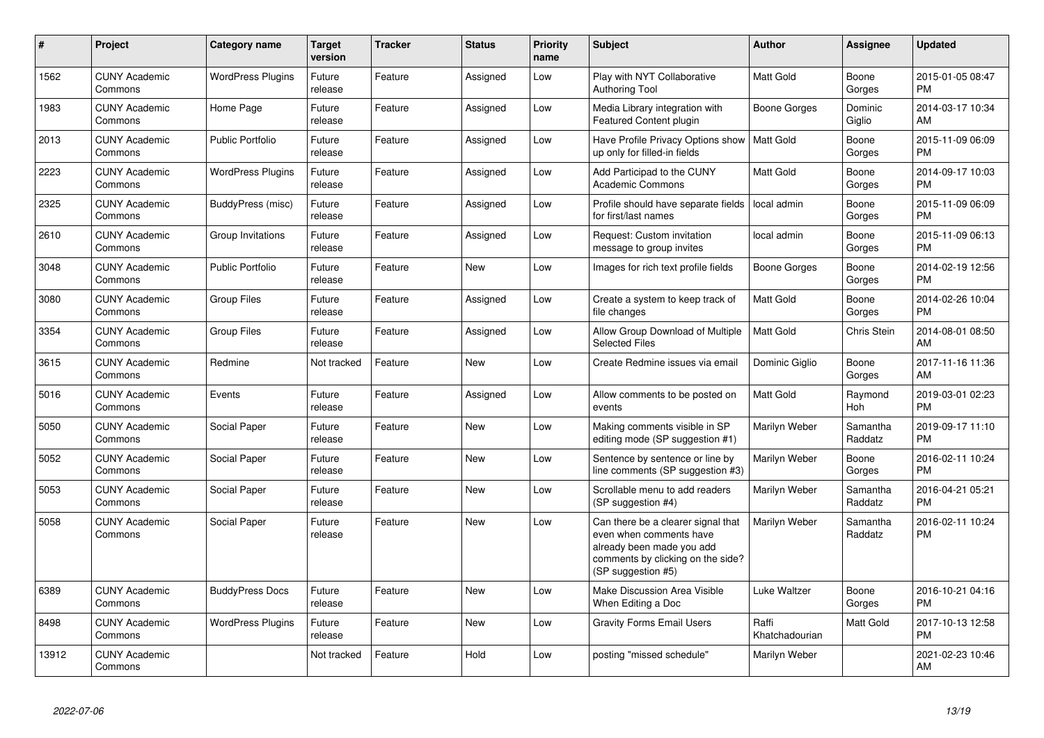| # | Project | Category name | Target version | Tracker | Status | Priority name | Subject | Author | Assignee | Updated |
|---|---|---|---|---|---|---|---|---|---|---|
| 1562 | CUNY Academic Commons | WordPress Plugins | Future release | Feature | Assigned | Low | Play with NYT Collaborative Authoring Tool | Matt Gold | Boone Gorges | 2015-01-05 08:47 PM |
| 1983 | CUNY Academic Commons | Home Page | Future release | Feature | Assigned | Low | Media Library integration with Featured Content plugin | Boone Gorges | Dominic Giglio | 2014-03-17 10:34 AM |
| 2013 | CUNY Academic Commons | Public Portfolio | Future release | Feature | Assigned | Low | Have Profile Privacy Options show up only for filled-in fields | Matt Gold | Boone Gorges | 2015-11-09 06:09 PM |
| 2223 | CUNY Academic Commons | WordPress Plugins | Future release | Feature | Assigned | Low | Add Participad to the CUNY Academic Commons | Matt Gold | Boone Gorges | 2014-09-17 10:03 PM |
| 2325 | CUNY Academic Commons | BuddyPress (misc) | Future release | Feature | Assigned | Low | Profile should have separate fields for first/last names | local admin | Boone Gorges | 2015-11-09 06:09 PM |
| 2610 | CUNY Academic Commons | Group Invitations | Future release | Feature | Assigned | Low | Request: Custom invitation message to group invites | local admin | Boone Gorges | 2015-11-09 06:13 PM |
| 3048 | CUNY Academic Commons | Public Portfolio | Future release | Feature | New | Low | Images for rich text profile fields | Boone Gorges | Boone Gorges | 2014-02-19 12:56 PM |
| 3080 | CUNY Academic Commons | Group Files | Future release | Feature | Assigned | Low | Create a system to keep track of file changes | Matt Gold | Boone Gorges | 2014-02-26 10:04 PM |
| 3354 | CUNY Academic Commons | Group Files | Future release | Feature | Assigned | Low | Allow Group Download of Multiple Selected Files | Matt Gold | Chris Stein | 2014-08-01 08:50 AM |
| 3615 | CUNY Academic Commons | Redmine | Not tracked | Feature | New | Low | Create Redmine issues via email | Dominic Giglio | Boone Gorges | 2017-11-16 11:36 AM |
| 5016 | CUNY Academic Commons | Events | Future release | Feature | Assigned | Low | Allow comments to be posted on events | Matt Gold | Raymond Hoh | 2019-03-01 02:23 PM |
| 5050 | CUNY Academic Commons | Social Paper | Future release | Feature | New | Low | Making comments visible in SP editing mode (SP suggestion #1) | Marilyn Weber | Samantha Raddatz | 2019-09-17 11:10 PM |
| 5052 | CUNY Academic Commons | Social Paper | Future release | Feature | New | Low | Sentence by sentence or line by line comments (SP suggestion #3) | Marilyn Weber | Boone Gorges | 2016-02-11 10:24 PM |
| 5053 | CUNY Academic Commons | Social Paper | Future release | Feature | New | Low | Scrollable menu to add readers (SP suggestion #4) | Marilyn Weber | Samantha Raddatz | 2016-04-21 05:21 PM |
| 5058 | CUNY Academic Commons | Social Paper | Future release | Feature | New | Low | Can there be a clearer signal that even when comments have already been made you add comments by clicking on the side? (SP suggestion #5) | Marilyn Weber | Samantha Raddatz | 2016-02-11 10:24 PM |
| 6389 | CUNY Academic Commons | BuddyPress Docs | Future release | Feature | New | Low | Make Discussion Area Visible When Editing a Doc | Luke Waltzer | Boone Gorges | 2016-10-21 04:16 PM |
| 8498 | CUNY Academic Commons | WordPress Plugins | Future release | Feature | New | Low | Gravity Forms Email Users | Raffi Khatchadourian | Matt Gold | 2017-10-13 12:58 PM |
| 13912 | CUNY Academic Commons | | Not tracked | Feature | Hold | Low | posting "missed schedule" | Marilyn Weber | | 2021-02-23 10:46 AM |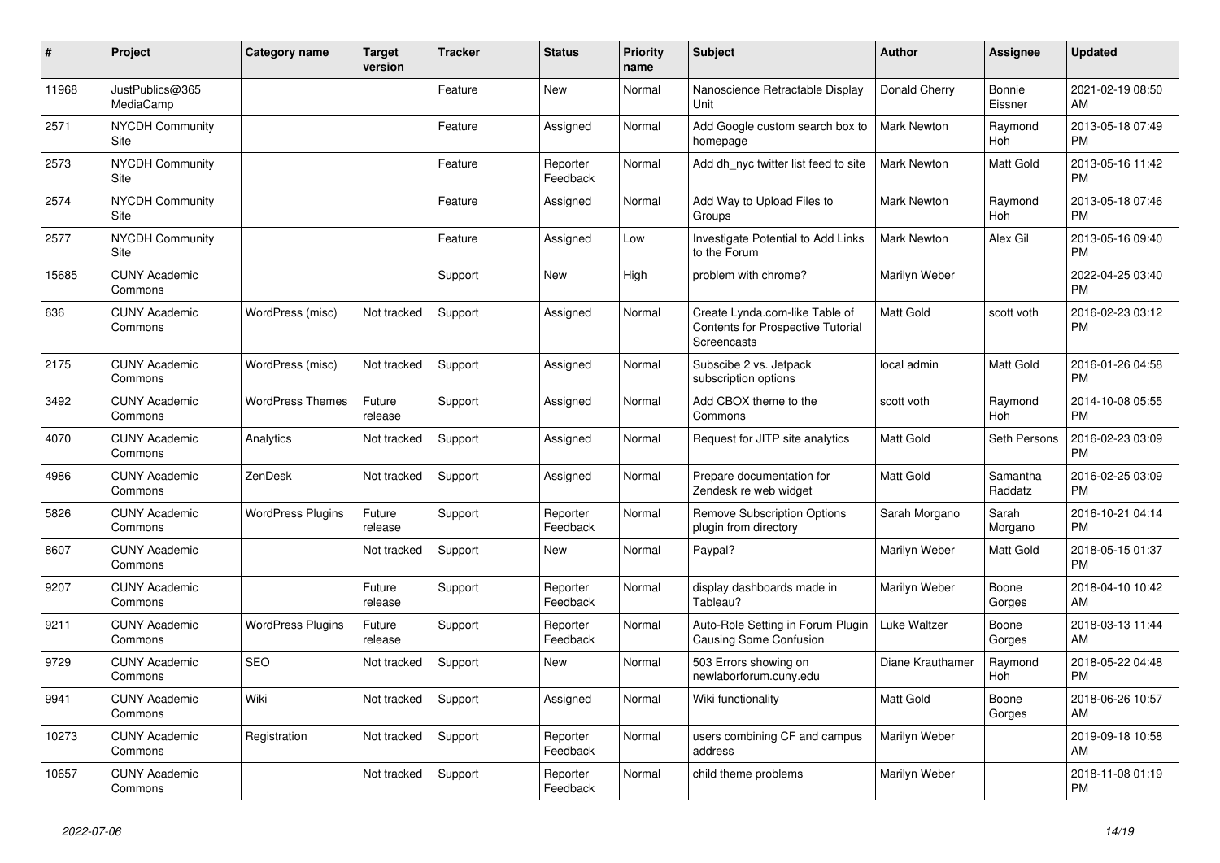| # | Project | Category name | Target version | Tracker | Status | Priority name | Subject | Author | Assignee | Updated |
|---|---|---|---|---|---|---|---|---|---|---|
| 11968 | JustPublics@365 MediaCamp | | | Feature | New | Normal | Nanoscience Retractable Display Unit | Donald Cherry | Bonnie Eissner | 2021-02-19 08:50 AM |
| 2571 | NYCDH Community Site | | | Feature | Assigned | Normal | Add Google custom search box to homepage | Mark Newton | Raymond Hoh | 2013-05-18 07:49 PM |
| 2573 | NYCDH Community Site | | | Feature | Reporter Feedback | Normal | Add dh_nyc twitter list feed to site | Mark Newton | Matt Gold | 2013-05-16 11:42 PM |
| 2574 | NYCDH Community Site | | | Feature | Assigned | Normal | Add Way to Upload Files to Groups | Mark Newton | Raymond Hoh | 2013-05-18 07:46 PM |
| 2577 | NYCDH Community Site | | | Feature | Assigned | Low | Investigate Potential to Add Links to the Forum | Mark Newton | Alex Gil | 2013-05-16 09:40 PM |
| 15685 | CUNY Academic Commons | | | Support | New | High | problem with chrome? | Marilyn Weber | | 2022-04-25 03:40 PM |
| 636 | CUNY Academic Commons | WordPress (misc) | Not tracked | Support | Assigned | Normal | Create Lynda.com-like Table of Contents for Prospective Tutorial Screencasts | Matt Gold | scott voth | 2016-02-23 03:12 PM |
| 2175 | CUNY Academic Commons | WordPress (misc) | Not tracked | Support | Assigned | Normal | Subscibe 2 vs. Jetpack subscription options | local admin | Matt Gold | 2016-01-26 04:58 PM |
| 3492 | CUNY Academic Commons | WordPress Themes | Future release | Support | Assigned | Normal | Add CBOX theme to the Commons | scott voth | Raymond Hoh | 2014-10-08 05:55 PM |
| 4070 | CUNY Academic Commons | Analytics | Not tracked | Support | Assigned | Normal | Request for JITP site analytics | Matt Gold | Seth Persons | 2016-02-23 03:09 PM |
| 4986 | CUNY Academic Commons | ZenDesk | Not tracked | Support | Assigned | Normal | Prepare documentation for Zendesk re web widget | Matt Gold | Samantha Raddatz | 2016-02-25 03:09 PM |
| 5826 | CUNY Academic Commons | WordPress Plugins | Future release | Support | Reporter Feedback | Normal | Remove Subscription Options plugin from directory | Sarah Morgano | Sarah Morgano | 2016-10-21 04:14 PM |
| 8607 | CUNY Academic Commons | | Not tracked | Support | New | Normal | Paypal? | Marilyn Weber | Matt Gold | 2018-05-15 01:37 PM |
| 9207 | CUNY Academic Commons | | Future release | Support | Reporter Feedback | Normal | display dashboards made in Tableau? | Marilyn Weber | Boone Gorges | 2018-04-10 10:42 AM |
| 9211 | CUNY Academic Commons | WordPress Plugins | Future release | Support | Reporter Feedback | Normal | Auto-Role Setting in Forum Plugin Causing Some Confusion | Luke Waltzer | Boone Gorges | 2018-03-13 11:44 AM |
| 9729 | CUNY Academic Commons | SEO | Not tracked | Support | New | Normal | 503 Errors showing on newlaborforum.cuny.edu | Diane Krauthamer | Raymond Hoh | 2018-05-22 04:48 PM |
| 9941 | CUNY Academic Commons | Wiki | Not tracked | Support | Assigned | Normal | Wiki functionality | Matt Gold | Boone Gorges | 2018-06-26 10:57 AM |
| 10273 | CUNY Academic Commons | Registration | Not tracked | Support | Reporter Feedback | Normal | users combining CF and campus address | Marilyn Weber | | 2019-09-18 10:58 AM |
| 10657 | CUNY Academic Commons | | Not tracked | Support | Reporter Feedback | Normal | child theme problems | Marilyn Weber | | 2018-11-08 01:19 PM |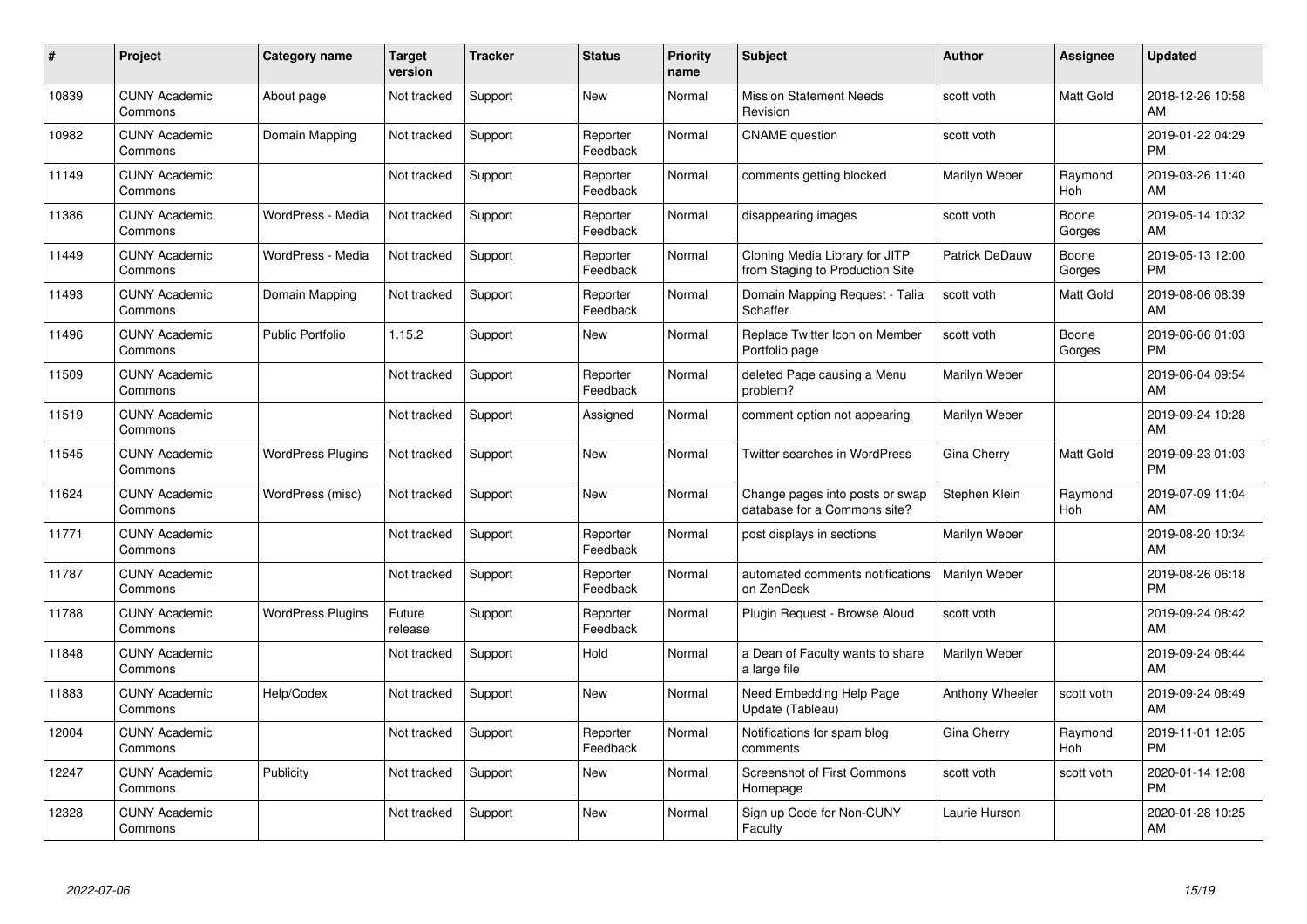| # | Project | Category name | Target version | Tracker | Status | Priority name | Subject | Author | Assignee | Updated |
|---|---|---|---|---|---|---|---|---|---|---|
| 10839 | CUNY Academic Commons | About page | Not tracked | Support | New | Normal | Mission Statement Needs Revision | scott voth | Matt Gold | 2018-12-26 10:58 AM |
| 10982 | CUNY Academic Commons | Domain Mapping | Not tracked | Support | Reporter Feedback | Normal | CNAME question | scott voth | | 2019-01-22 04:29 PM |
| 11149 | CUNY Academic Commons | | Not tracked | Support | Reporter Feedback | Normal | comments getting blocked | Marilyn Weber | Raymond Hoh | 2019-03-26 11:40 AM |
| 11386 | CUNY Academic Commons | WordPress - Media | Not tracked | Support | Reporter Feedback | Normal | disappearing images | scott voth | Boone Gorges | 2019-05-14 10:32 AM |
| 11449 | CUNY Academic Commons | WordPress - Media | Not tracked | Support | Reporter Feedback | Normal | Cloning Media Library for JITP from Staging to Production Site | Patrick DeDauw | Boone Gorges | 2019-05-13 12:00 PM |
| 11493 | CUNY Academic Commons | Domain Mapping | Not tracked | Support | Reporter Feedback | Normal | Domain Mapping Request - Talia Schaffer | scott voth | Matt Gold | 2019-08-06 08:39 AM |
| 11496 | CUNY Academic Commons | Public Portfolio | 1.15.2 | Support | New | Normal | Replace Twitter Icon on Member Portfolio page | scott voth | Boone Gorges | 2019-06-06 01:03 PM |
| 11509 | CUNY Academic Commons | | Not tracked | Support | Reporter Feedback | Normal | deleted Page causing a Menu problem? | Marilyn Weber | | 2019-06-04 09:54 AM |
| 11519 | CUNY Academic Commons | | Not tracked | Support | Assigned | Normal | comment option not appearing | Marilyn Weber | | 2019-09-24 10:28 AM |
| 11545 | CUNY Academic Commons | WordPress Plugins | Not tracked | Support | New | Normal | Twitter searches in WordPress | Gina Cherry | Matt Gold | 2019-09-23 01:03 PM |
| 11624 | CUNY Academic Commons | WordPress (misc) | Not tracked | Support | New | Normal | Change pages into posts or swap database for a Commons site? | Stephen Klein | Raymond Hoh | 2019-07-09 11:04 AM |
| 11771 | CUNY Academic Commons | | Not tracked | Support | Reporter Feedback | Normal | post displays in sections | Marilyn Weber | | 2019-08-20 10:34 AM |
| 11787 | CUNY Academic Commons | | Not tracked | Support | Reporter Feedback | Normal | automated comments notifications on ZenDesk | Marilyn Weber | | 2019-08-26 06:18 PM |
| 11788 | CUNY Academic Commons | WordPress Plugins | Future release | Support | Reporter Feedback | Normal | Plugin Request - Browse Aloud | scott voth | | 2019-09-24 08:42 AM |
| 11848 | CUNY Academic Commons | | Not tracked | Support | Hold | Normal | a Dean of Faculty wants to share a large file | Marilyn Weber | | 2019-09-24 08:44 AM |
| 11883 | CUNY Academic Commons | Help/Codex | Not tracked | Support | New | Normal | Need Embedding Help Page Update (Tableau) | Anthony Wheeler | scott voth | 2019-09-24 08:49 AM |
| 12004 | CUNY Academic Commons | | Not tracked | Support | Reporter Feedback | Normal | Notifications for spam blog comments | Gina Cherry | Raymond Hoh | 2019-11-01 12:05 PM |
| 12247 | CUNY Academic Commons | Publicity | Not tracked | Support | New | Normal | Screenshot of First Commons Homepage | scott voth | scott voth | 2020-01-14 12:08 PM |
| 12328 | CUNY Academic Commons | | Not tracked | Support | New | Normal | Sign up Code for Non-CUNY Faculty | Laurie Hurson | | 2020-01-28 10:25 AM |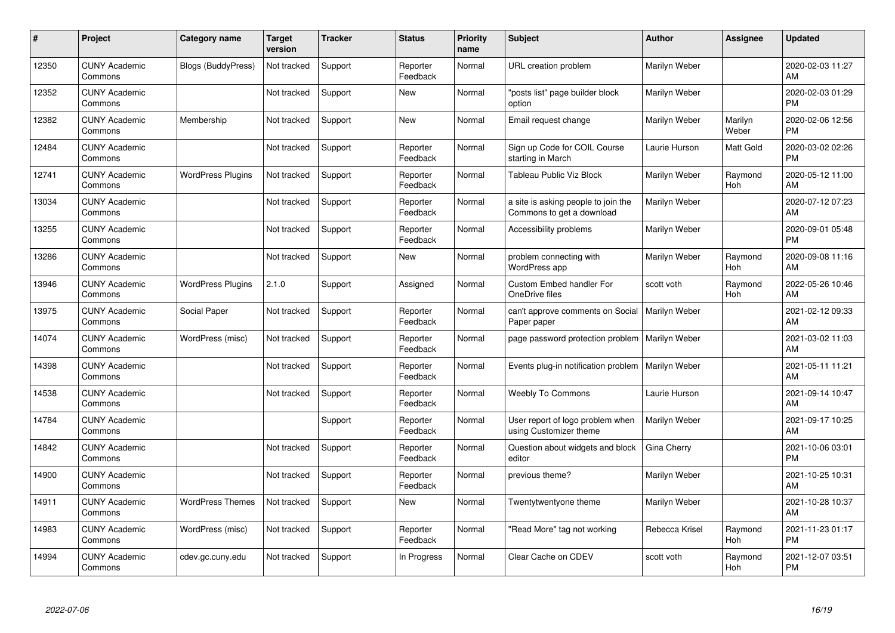| # | Project | Category name | Target version | Tracker | Status | Priority name | Subject | Author | Assignee | Updated |
|---|---|---|---|---|---|---|---|---|---|---|
| 12350 | CUNY Academic Commons | Blogs (BuddyPress) | Not tracked | Support | Reporter Feedback | Normal | URL creation problem | Marilyn Weber | | 2020-02-03 11:27 AM |
| 12352 | CUNY Academic Commons | | Not tracked | Support | New | Normal | "posts list" page builder block option | Marilyn Weber | | 2020-02-03 01:29 PM |
| 12382 | CUNY Academic Commons | Membership | Not tracked | Support | New | Normal | Email request change | Marilyn Weber | Marilyn Weber | 2020-02-06 12:56 PM |
| 12484 | CUNY Academic Commons | | Not tracked | Support | Reporter Feedback | Normal | Sign up Code for COIL Course starting in March | Laurie Hurson | Matt Gold | 2020-03-02 02:26 PM |
| 12741 | CUNY Academic Commons | WordPress Plugins | Not tracked | Support | Reporter Feedback | Normal | Tableau Public Viz Block | Marilyn Weber | Raymond Hoh | 2020-05-12 11:00 AM |
| 13034 | CUNY Academic Commons | | Not tracked | Support | Reporter Feedback | Normal | a site is asking people to join the Commons to get a download | Marilyn Weber | | 2020-07-12 07:23 AM |
| 13255 | CUNY Academic Commons | | Not tracked | Support | Reporter Feedback | Normal | Accessibility problems | Marilyn Weber | | 2020-09-01 05:48 PM |
| 13286 | CUNY Academic Commons | | Not tracked | Support | New | Normal | problem connecting with WordPress app | Marilyn Weber | Raymond Hoh | 2020-09-08 11:16 AM |
| 13946 | CUNY Academic Commons | WordPress Plugins | 2.1.0 | Support | Assigned | Normal | Custom Embed handler For OneDrive files | scott voth | Raymond Hoh | 2022-05-26 10:46 AM |
| 13975 | CUNY Academic Commons | Social Paper | Not tracked | Support | Reporter Feedback | Normal | can't approve comments on Social Paper paper | Marilyn Weber | | 2021-02-12 09:33 AM |
| 14074 | CUNY Academic Commons | WordPress (misc) | Not tracked | Support | Reporter Feedback | Normal | page password protection problem | Marilyn Weber | | 2021-03-02 11:03 AM |
| 14398 | CUNY Academic Commons | | Not tracked | Support | Reporter Feedback | Normal | Events plug-in notification problem | Marilyn Weber | | 2021-05-11 11:21 AM |
| 14538 | CUNY Academic Commons | | Not tracked | Support | Reporter Feedback | Normal | Weebly To Commons | Laurie Hurson | | 2021-09-14 10:47 AM |
| 14784 | CUNY Academic Commons | | | Support | Reporter Feedback | Normal | User report of logo problem when using Customizer theme | Marilyn Weber | | 2021-09-17 10:25 AM |
| 14842 | CUNY Academic Commons | | Not tracked | Support | Reporter Feedback | Normal | Question about widgets and block editor | Gina Cherry | | 2021-10-06 03:01 PM |
| 14900 | CUNY Academic Commons | | Not tracked | Support | Reporter Feedback | Normal | previous theme? | Marilyn Weber | | 2021-10-25 10:31 AM |
| 14911 | CUNY Academic Commons | WordPress Themes | Not tracked | Support | New | Normal | Twentytwentyone theme | Marilyn Weber | | 2021-10-28 10:37 AM |
| 14983 | CUNY Academic Commons | WordPress (misc) | Not tracked | Support | Reporter Feedback | Normal | "Read More" tag not working | Rebecca Krisel | Raymond Hoh | 2021-11-23 01:17 PM |
| 14994 | CUNY Academic Commons | cdev.gc.cuny.edu | Not tracked | Support | In Progress | Normal | Clear Cache on CDEV | scott voth | Raymond Hoh | 2021-12-07 03:51 PM |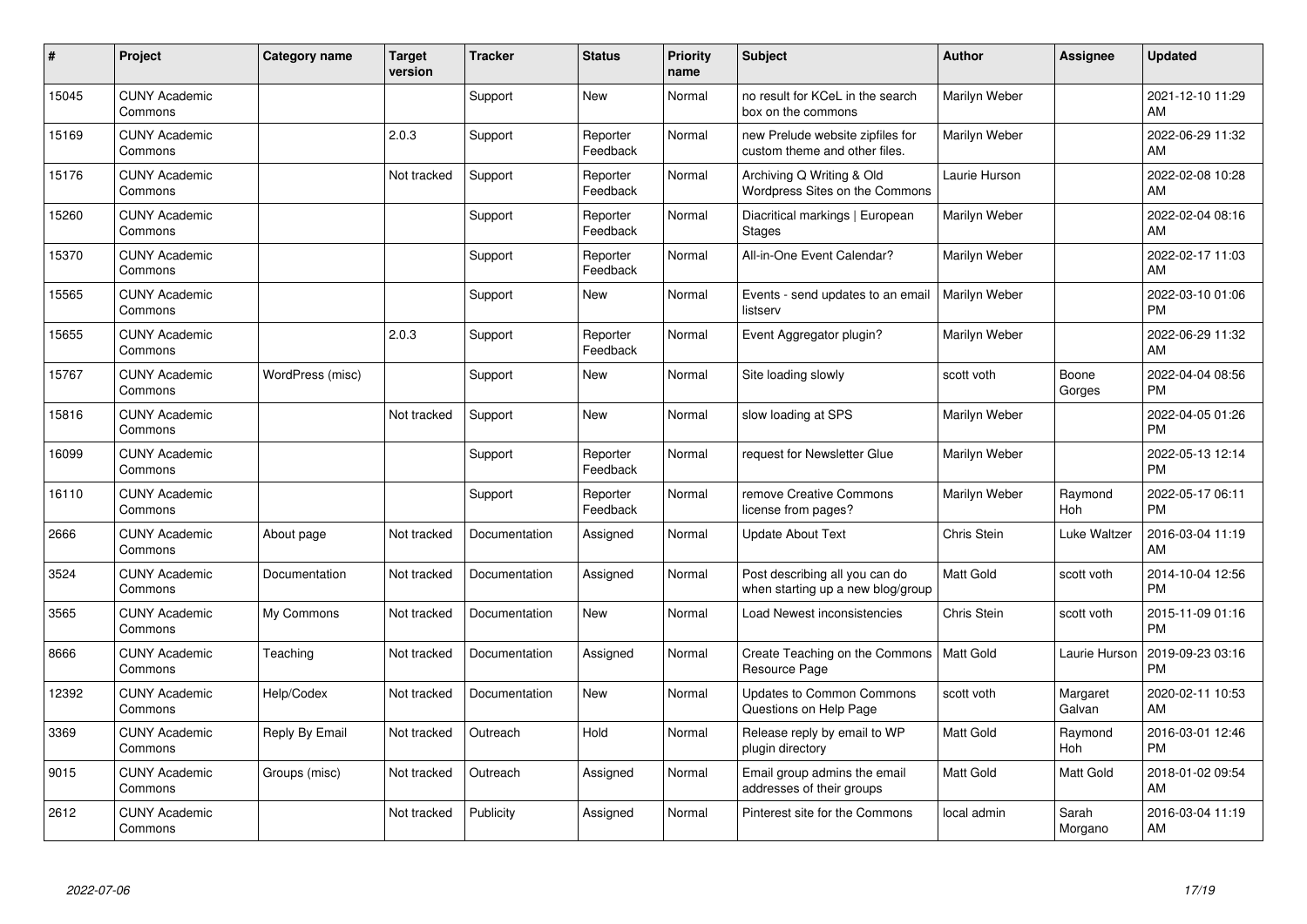| # | Project | Category name | Target version | Tracker | Status | Priority name | Subject | Author | Assignee | Updated |
|---|---|---|---|---|---|---|---|---|---|---|
| 15045 | CUNY Academic Commons | | | Support | New | Normal | no result for KCeL in the search box on the commons | Marilyn Weber | | 2021-12-10 11:29 AM |
| 15169 | CUNY Academic Commons | | 2.0.3 | Support | Reporter Feedback | Normal | new Prelude website zipfiles for custom theme and other files. | Marilyn Weber | | 2022-06-29 11:32 AM |
| 15176 | CUNY Academic Commons | | Not tracked | Support | Reporter Feedback | Normal | Archiving Q Writing & Old Wordpress Sites on the Commons | Laurie Hurson | | 2022-02-08 10:28 AM |
| 15260 | CUNY Academic Commons | | | Support | Reporter Feedback | Normal | Diacritical markings \| European Stages | Marilyn Weber | | 2022-02-04 08:16 AM |
| 15370 | CUNY Academic Commons | | | Support | Reporter Feedback | Normal | All-in-One Event Calendar? | Marilyn Weber | | 2022-02-17 11:03 AM |
| 15565 | CUNY Academic Commons | | | Support | New | Normal | Events - send updates to an email listserv | Marilyn Weber | | 2022-03-10 01:06 PM |
| 15655 | CUNY Academic Commons | | 2.0.3 | Support | Reporter Feedback | Normal | Event Aggregator plugin? | Marilyn Weber | | 2022-06-29 11:32 AM |
| 15767 | CUNY Academic Commons | WordPress (misc) | | Support | New | Normal | Site loading slowly | scott voth | Boone Gorges | 2022-04-04 08:56 PM |
| 15816 | CUNY Academic Commons | | Not tracked | Support | New | Normal | slow loading at SPS | Marilyn Weber | | 2022-04-05 01:26 PM |
| 16099 | CUNY Academic Commons | | | Support | Reporter Feedback | Normal | request for Newsletter Glue | Marilyn Weber | | 2022-05-13 12:14 PM |
| 16110 | CUNY Academic Commons | | | Support | Reporter Feedback | Normal | remove Creative Commons license from pages? | Marilyn Weber | Raymond Hoh | 2022-05-17 06:11 PM |
| 2666 | CUNY Academic Commons | About page | Not tracked | Documentation | Assigned | Normal | Update About Text | Chris Stein | Luke Waltzer | 2016-03-04 11:19 AM |
| 3524 | CUNY Academic Commons | Documentation | Not tracked | Documentation | Assigned | Normal | Post describing all you can do when starting up a new blog/group | Matt Gold | scott voth | 2014-10-04 12:56 PM |
| 3565 | CUNY Academic Commons | My Commons | Not tracked | Documentation | New | Normal | Load Newest inconsistencies | Chris Stein | scott voth | 2015-11-09 01:16 PM |
| 8666 | CUNY Academic Commons | Teaching | Not tracked | Documentation | Assigned | Normal | Create Teaching on the Commons Resource Page | Matt Gold | Laurie Hurson | 2019-09-23 03:16 PM |
| 12392 | CUNY Academic Commons | Help/Codex | Not tracked | Documentation | New | Normal | Updates to Common Commons Questions on Help Page | scott voth | Margaret Galvan | 2020-02-11 10:53 AM |
| 3369 | CUNY Academic Commons | Reply By Email | Not tracked | Outreach | Hold | Normal | Release reply by email to WP plugin directory | Matt Gold | Raymond Hoh | 2016-03-01 12:46 PM |
| 9015 | CUNY Academic Commons | Groups (misc) | Not tracked | Outreach | Assigned | Normal | Email group admins the email addresses of their groups | Matt Gold | Matt Gold | 2018-01-02 09:54 AM |
| 2612 | CUNY Academic Commons | | Not tracked | Publicity | Assigned | Normal | Pinterest site for the Commons | local admin | Sarah Morgano | 2016-03-04 11:19 AM |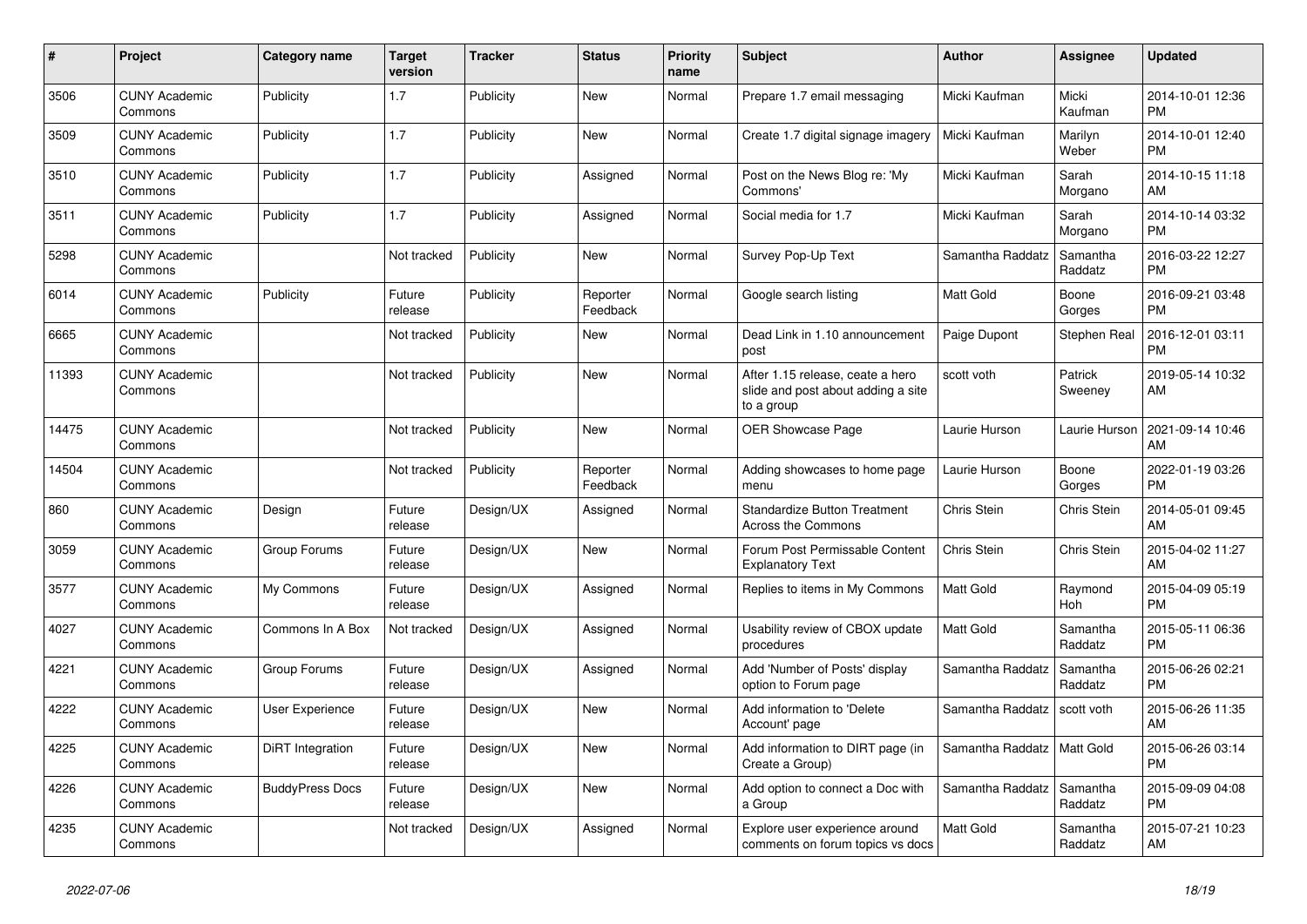| # | Project | Category name | Target version | Tracker | Status | Priority name | Subject | Author | Assignee | Updated |
|---|---|---|---|---|---|---|---|---|---|---|
| 3506 | CUNY Academic Commons | Publicity | 1.7 | Publicity | New | Normal | Prepare 1.7 email messaging | Micki Kaufman | Micki Kaufman | 2014-10-01 12:36 PM |
| 3509 | CUNY Academic Commons | Publicity | 1.7 | Publicity | New | Normal | Create 1.7 digital signage imagery | Micki Kaufman | Marilyn Weber | 2014-10-01 12:40 PM |
| 3510 | CUNY Academic Commons | Publicity | 1.7 | Publicity | Assigned | Normal | Post on the News Blog re: 'My Commons' | Micki Kaufman | Sarah Morgano | 2014-10-15 11:18 AM |
| 3511 | CUNY Academic Commons | Publicity | 1.7 | Publicity | Assigned | Normal | Social media for 1.7 | Micki Kaufman | Sarah Morgano | 2014-10-14 03:32 PM |
| 5298 | CUNY Academic Commons | | Not tracked | Publicity | New | Normal | Survey Pop-Up Text | Samantha Raddatz | Samantha Raddatz | 2016-03-22 12:27 PM |
| 6014 | CUNY Academic Commons | Publicity | Future release | Publicity | Reporter Feedback | Normal | Google search listing | Matt Gold | Boone Gorges | 2016-09-21 03:48 PM |
| 6665 | CUNY Academic Commons | | Not tracked | Publicity | New | Normal | Dead Link in 1.10 announcement post | Paige Dupont | Stephen Real | 2016-12-01 03:11 PM |
| 11393 | CUNY Academic Commons | | Not tracked | Publicity | New | Normal | After 1.15 release, ceate a hero slide and post about adding a site to a group | scott voth | Patrick Sweeney | 2019-05-14 10:32 AM |
| 14475 | CUNY Academic Commons | | Not tracked | Publicity | New | Normal | OER Showcase Page | Laurie Hurson | Laurie Hurson | 2021-09-14 10:46 AM |
| 14504 | CUNY Academic Commons | | Not tracked | Publicity | Reporter Feedback | Normal | Adding showcases to home page menu | Laurie Hurson | Boone Gorges | 2022-01-19 03:26 PM |
| 860 | CUNY Academic Commons | Design | Future release | Design/UX | Assigned | Normal | Standardize Button Treatment Across the Commons | Chris Stein | Chris Stein | 2014-05-01 09:45 AM |
| 3059 | CUNY Academic Commons | Group Forums | Future release | Design/UX | New | Normal | Forum Post Permissable Content Explanatory Text | Chris Stein | Chris Stein | 2015-04-02 11:27 AM |
| 3577 | CUNY Academic Commons | My Commons | Future release | Design/UX | Assigned | Normal | Replies to items in My Commons | Matt Gold | Raymond Hoh | 2015-04-09 05:19 PM |
| 4027 | CUNY Academic Commons | Commons In A Box | Not tracked | Design/UX | Assigned | Normal | Usability review of CBOX update procedures | Matt Gold | Samantha Raddatz | 2015-05-11 06:36 PM |
| 4221 | CUNY Academic Commons | Group Forums | Future release | Design/UX | Assigned | Normal | Add 'Number of Posts' display option to Forum page | Samantha Raddatz | Samantha Raddatz | 2015-06-26 02:21 PM |
| 4222 | CUNY Academic Commons | User Experience | Future release | Design/UX | New | Normal | Add information to 'Delete Account' page | Samantha Raddatz | scott voth | 2015-06-26 11:35 AM |
| 4225 | CUNY Academic Commons | DiRT Integration | Future release | Design/UX | New | Normal | Add information to DIRT page (in Create a Group) | Samantha Raddatz | Matt Gold | 2015-06-26 03:14 PM |
| 4226 | CUNY Academic Commons | BuddyPress Docs | Future release | Design/UX | New | Normal | Add option to connect a Doc with a Group | Samantha Raddatz | Samantha Raddatz | 2015-09-09 04:08 PM |
| 4235 | CUNY Academic Commons | | Not tracked | Design/UX | Assigned | Normal | Explore user experience around comments on forum topics vs docs | Matt Gold | Samantha Raddatz | 2015-07-21 10:23 AM |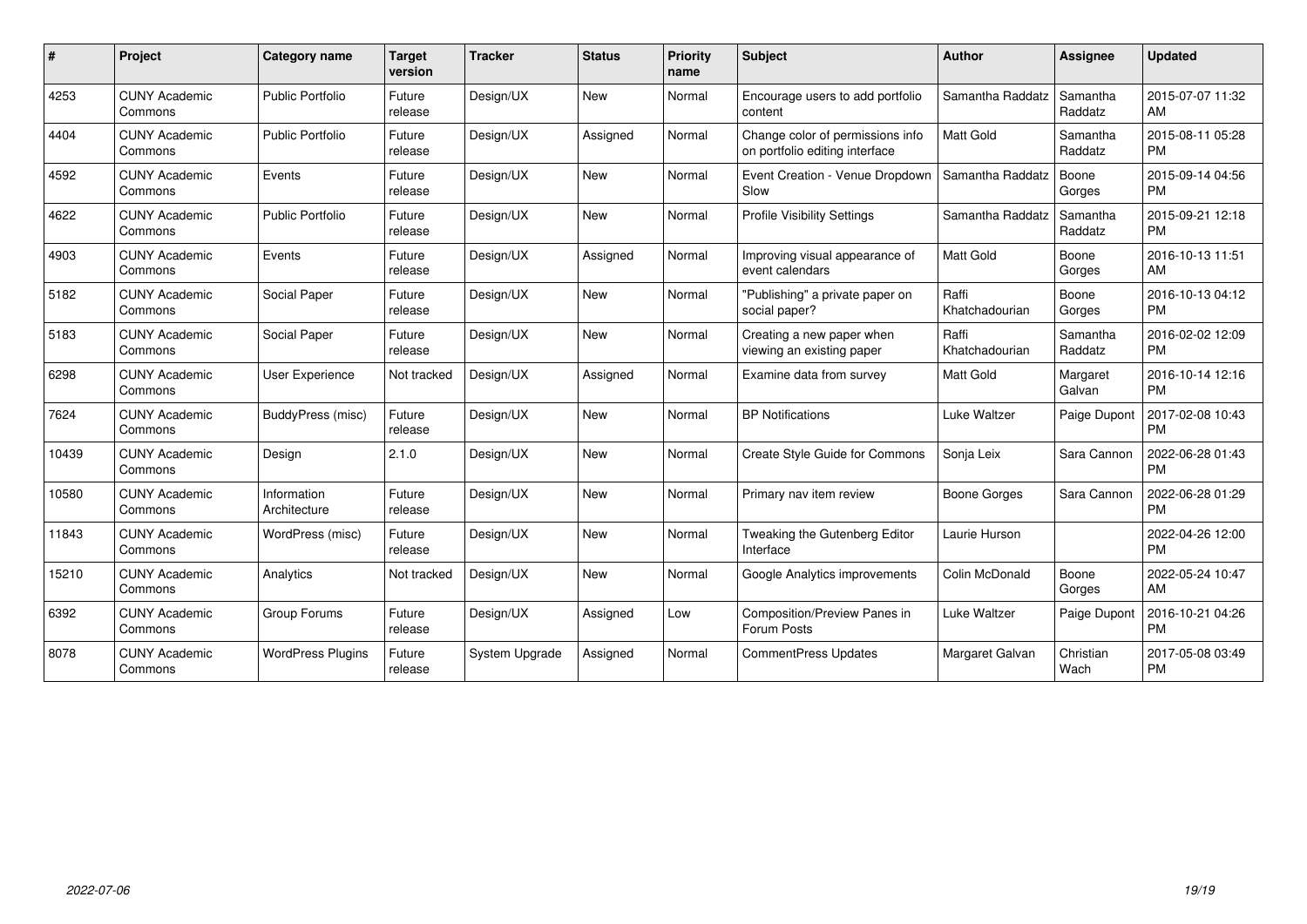| # | Project | Category name | Target version | Tracker | Status | Priority name | Subject | Author | Assignee | Updated |
|---|---|---|---|---|---|---|---|---|---|---|
| 4253 | CUNY Academic Commons | Public Portfolio | Future release | Design/UX | New | Normal | Encourage users to add portfolio content | Samantha Raddatz | Samantha Raddatz | 2015-07-07 11:32 AM |
| 4404 | CUNY Academic Commons | Public Portfolio | Future release | Design/UX | Assigned | Normal | Change color of permissions info on portfolio editing interface | Matt Gold | Samantha Raddatz | 2015-08-11 05:28 PM |
| 4592 | CUNY Academic Commons | Events | Future release | Design/UX | New | Normal | Event Creation - Venue Dropdown Slow | Samantha Raddatz | Boone Gorges | 2015-09-14 04:56 PM |
| 4622 | CUNY Academic Commons | Public Portfolio | Future release | Design/UX | New | Normal | Profile Visibility Settings | Samantha Raddatz | Samantha Raddatz | 2015-09-21 12:18 PM |
| 4903 | CUNY Academic Commons | Events | Future release | Design/UX | Assigned | Normal | Improving visual appearance of event calendars | Matt Gold | Boone Gorges | 2016-10-13 11:51 AM |
| 5182 | CUNY Academic Commons | Social Paper | Future release | Design/UX | New | Normal | "Publishing" a private paper on social paper? | Raffi Khatchadourian | Boone Gorges | 2016-10-13 04:12 PM |
| 5183 | CUNY Academic Commons | Social Paper | Future release | Design/UX | New | Normal | Creating a new paper when viewing an existing paper | Raffi Khatchadourian | Samantha Raddatz | 2016-02-02 12:09 PM |
| 6298 | CUNY Academic Commons | User Experience | Not tracked | Design/UX | Assigned | Normal | Examine data from survey | Matt Gold | Margaret Galvan | 2016-10-14 12:16 PM |
| 7624 | CUNY Academic Commons | BuddyPress (misc) | Future release | Design/UX | New | Normal | BP Notifications | Luke Waltzer | Paige Dupont | 2017-02-08 10:43 PM |
| 10439 | CUNY Academic Commons | Design | 2.1.0 | Design/UX | New | Normal | Create Style Guide for Commons | Sonja Leix | Sara Cannon | 2022-06-28 01:43 PM |
| 10580 | CUNY Academic Commons | Information Architecture | Future release | Design/UX | New | Normal | Primary nav item review | Boone Gorges | Sara Cannon | 2022-06-28 01:29 PM |
| 11843 | CUNY Academic Commons | WordPress (misc) | Future release | Design/UX | New | Normal | Tweaking the Gutenberg Editor Interface | Laurie Hurson | | 2022-04-26 12:00 PM |
| 15210 | CUNY Academic Commons | Analytics | Not tracked | Design/UX | New | Normal | Google Analytics improvements | Colin McDonald | Boone Gorges | 2022-05-24 10:47 AM |
| 6392 | CUNY Academic Commons | Group Forums | Future release | Design/UX | Assigned | Low | Composition/Preview Panes in Forum Posts | Luke Waltzer | Paige Dupont | 2016-10-21 04:26 PM |
| 8078 | CUNY Academic Commons | WordPress Plugins | Future release | System Upgrade | Assigned | Normal | CommentPress Updates | Margaret Galvan | Christian Wach | 2017-05-08 03:49 PM |